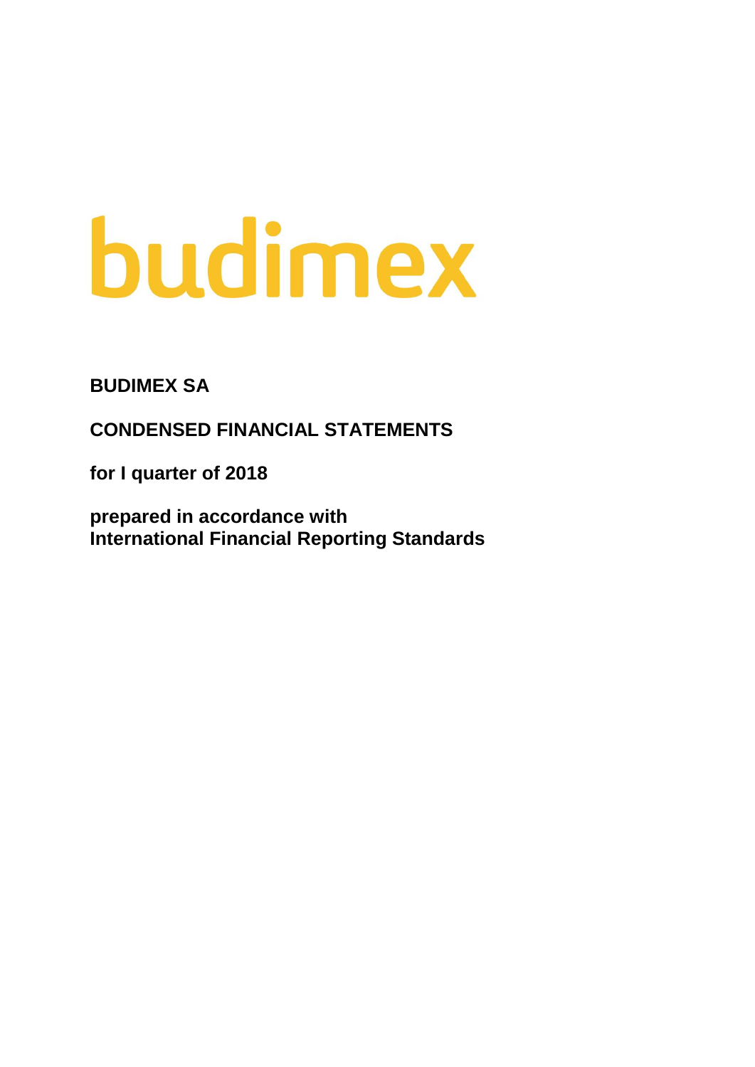budimex

**BUDIMEX SA**

**CONDENSED FINANCIAL STATEMENTS**

**for I quarter of 2018**

**prepared in accordance with**
**International Financial Reporting Standards**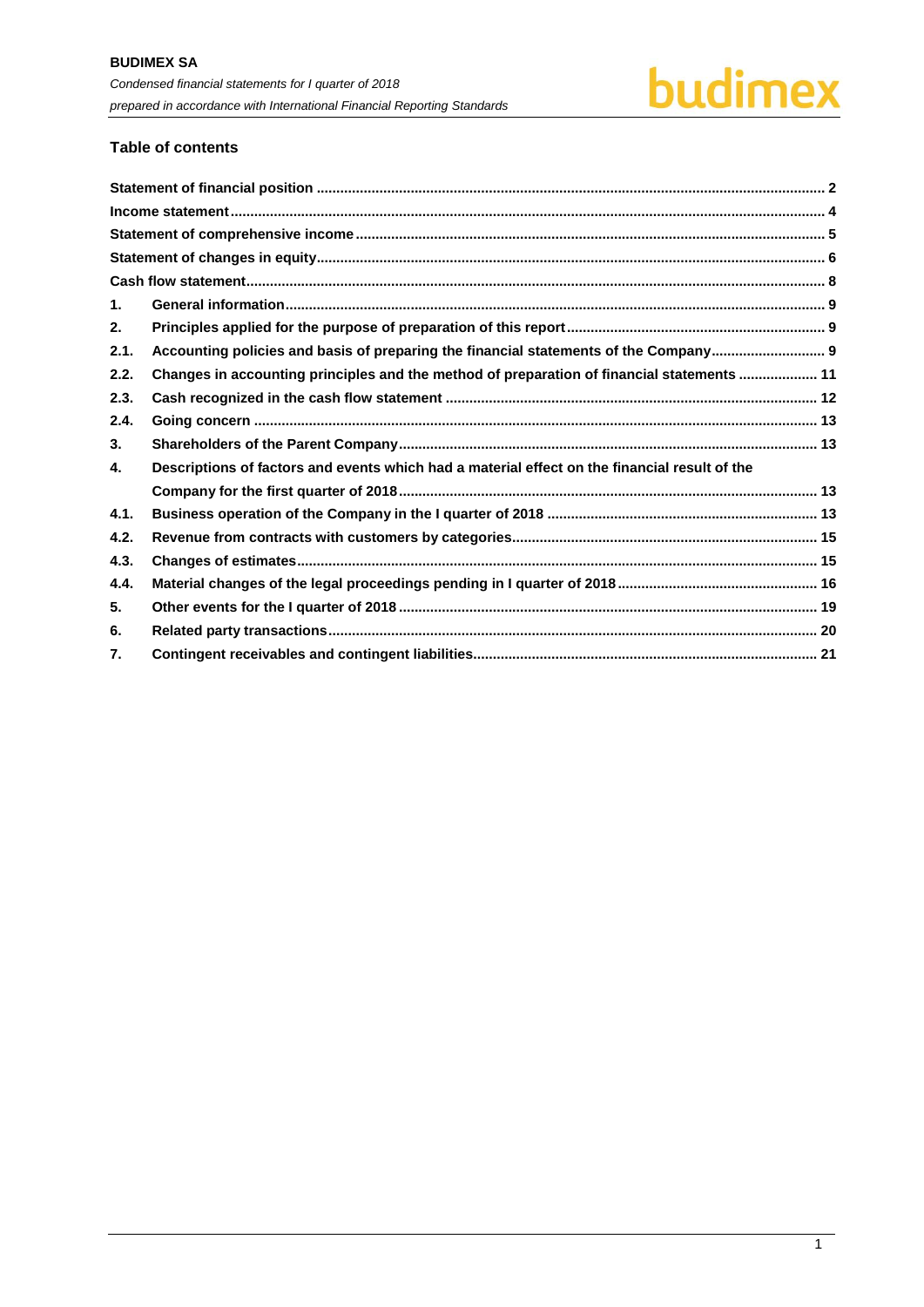## Table of contents

| | | |
|---|---|---|
| **Statement of financial position** | | **2** |
| **Income statement** | | **4** |
| **Statement of comprehensive income** | | **5** |
| **Statement of changes in equity** | | **6** |
| **Cash flow statement** | | **8** |
| **1.** | **General information** | **9** |
| **2.** | **Principles applied for the purpose of preparation of this report** | **9** |
| **2.1.** | **Accounting policies and basis of preparing the financial statements of the Company** | **9** |
| **2.2.** | **Changes in accounting principles and the method of preparation of financial statements** | **11** |
| **2.3.** | **Cash recognized in the cash flow statement** | **12** |
| **2.4.** | **Going concern** | **13** |
| **3.** | **Shareholders of the Parent Company** | **13** |
| **4.** | **Descriptions of factors and events which had a material effect on the financial result of the Company for the first quarter of 2018** | **13** |
| **4.1.** | **Business operation of the Company in the I quarter of 2018** | **13** |
| **4.2.** | **Revenue from contracts with customers by categories** | **15** |
| **4.3.** | **Changes of estimates** | **15** |
| **4.4.** | **Material changes of the legal proceedings pending in I quarter of 2018** | **16** |
| **5.** | **Other events for the I quarter of 2018** | **19** |
| **6.** | **Related party transactions** | **20** |
| **7.** | **Contingent receivables and contingent liabilities** | **21** |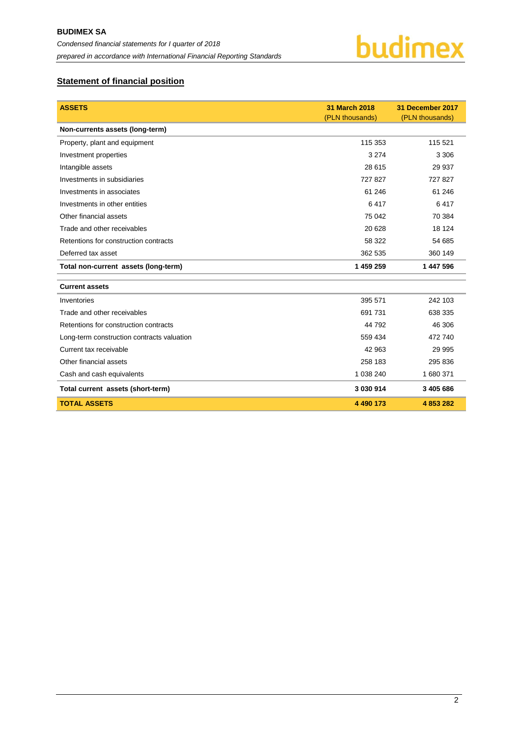## Statement of financial position

| ASSETS | 31 March 2018 (PLN thousands) | 31 December 2017 (PLN thousands) |
|---|---|---|
| **Non-currents assets (long-term)** | | |
| Property, plant and equipment | 115 353 | 115 521 |
| Investment properties | 3 274 | 3 306 |
| Intangible assets | 28 615 | 29 937 |
| Investments in subsidiaries | 727 827 | 727 827 |
| Investments in associates | 61 246 | 61 246 |
| Investments in other entities | 6 417 | 6 417 |
| Other financial assets | 75 042 | 70 384 |
| Trade and other receivables | 20 628 | 18 124 |
| Retentions for construction contracts | 58 322 | 54 685 |
| Deferred tax asset | 362 535 | 360 149 |
| **Total non-current assets (long-term)** | **1 459 259** | **1 447 596** |
| **Current assets** | | |
| Inventories | 395 571 | 242 103 |
| Trade and other receivables | 691 731 | 638 335 |
| Retentions for construction contracts | 44 792 | 46 306 |
| Long-term construction contracts valuation | 559 434 | 472 740 |
| Current tax receivable | 42 963 | 29 995 |
| Other financial assets | 258 183 | 295 836 |
| Cash and cash equivalents | 1 038 240 | 1 680 371 |
| **Total current assets (short-term)** | **3 030 914** | **3 405 686** |
| **TOTAL ASSETS** | **4 490 173** | **4 853 282** |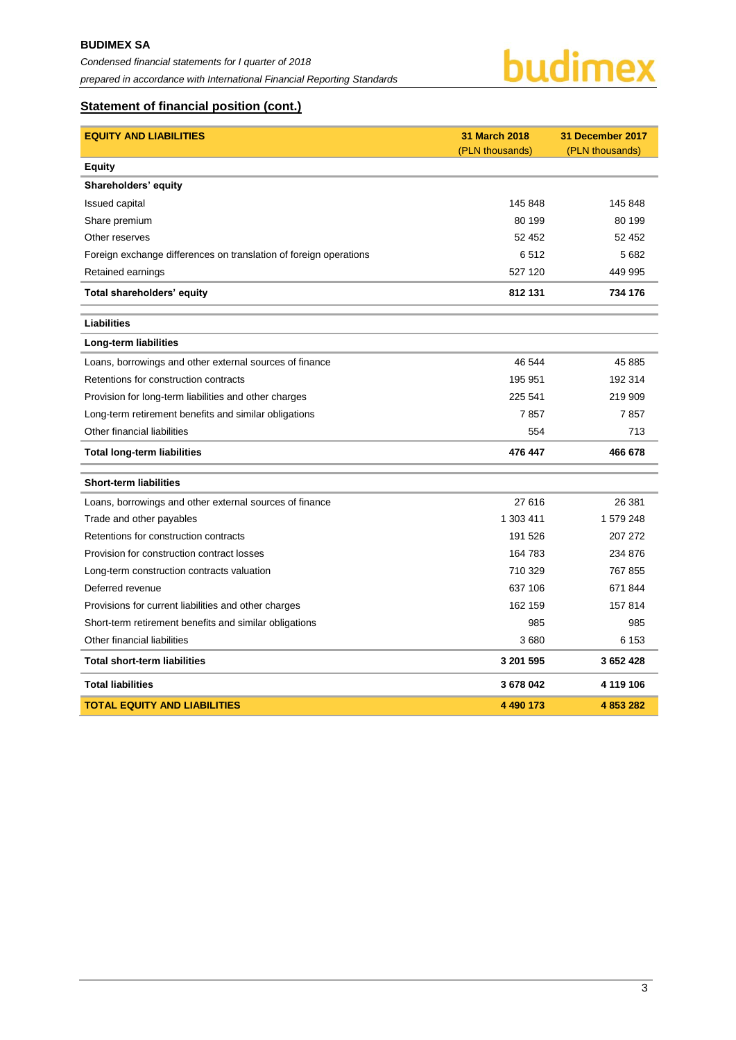## Statement of financial position (cont.)

| EQUITY AND LIABILITIES | 31 March 2018 (PLN thousands) | 31 December 2017 (PLN thousands) |
|---|---|---|
| **Equity** | | |
| **Shareholders' equity** | | |
| Issued capital | 145 848 | 145 848 |
| Share premium | 80 199 | 80 199 |
| Other reserves | 52 452 | 52 452 |
| Foreign exchange differences on translation of foreign operations | 6 512 | 5 682 |
| Retained earnings | 527 120 | 449 995 |
| **Total shareholders' equity** | **812 131** | **734 176** |
| **Liabilities** | | |
| **Long-term liabilities** | | |
| Loans, borrowings and other external sources of finance | 46 544 | 45 885 |
| Retentions for construction contracts | 195 951 | 192 314 |
| Provision for long-term liabilities and other charges | 225 541 | 219 909 |
| Long-term retirement benefits and similar obligations | 7 857 | 7 857 |
| Other financial liabilities | 554 | 713 |
| **Total long-term liabilities** | **476 447** | **466 678** |
| **Short-term liabilities** | | |
| Loans, borrowings and other external sources of finance | 27 616 | 26 381 |
| Trade and other payables | 1 303 411 | 1 579 248 |
| Retentions for construction contracts | 191 526 | 207 272 |
| Provision for construction contract losses | 164 783 | 234 876 |
| Long-term construction contracts valuation | 710 329 | 767 855 |
| Deferred revenue | 637 106 | 671 844 |
| Provisions for current liabilities and other charges | 162 159 | 157 814 |
| Short-term retirement benefits and similar obligations | 985 | 985 |
| Other financial liabilities | 3 680 | 6 153 |
| **Total short-term liabilities** | **3 201 595** | **3 652 428** |
| **Total liabilities** | **3 678 042** | **4 119 106** |
| **TOTAL EQUITY AND LIABILITIES** | **4 490 173** | **4 853 282** |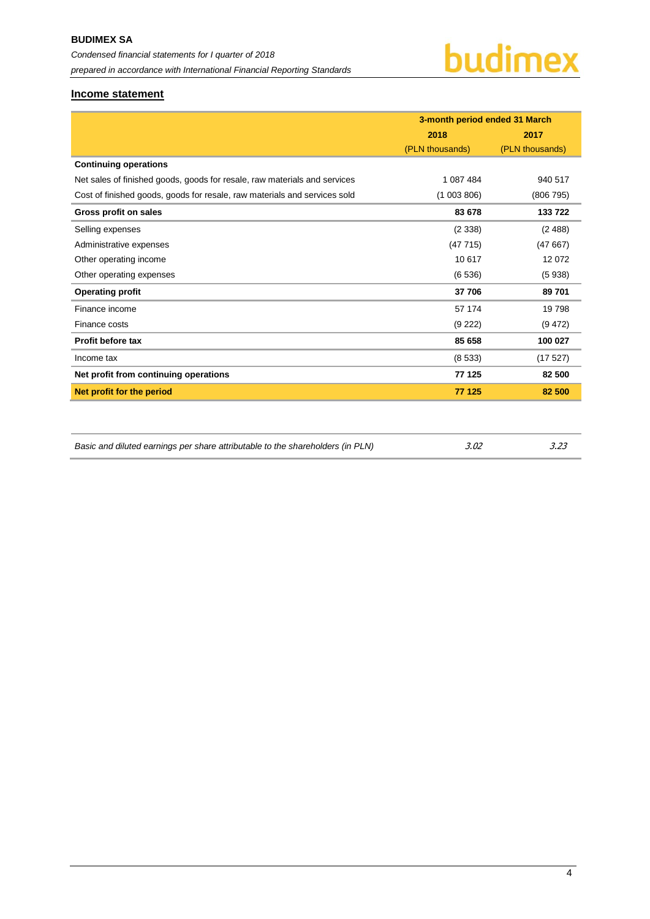## Income statement

| | 3-month period ended 31 March | |
|---|---|---|
| | 2018 | 2017 |
| | (PLN thousands) | (PLN thousands) |
| **Continuing operations** | | |
| Net sales of finished goods, goods for resale, raw materials and services | 1 087 484 | 940 517 |
| Cost of finished goods, goods for resale, raw materials and services sold | (1 003 806) | (806 795) |
| **Gross profit on sales** | **83 678** | **133 722** |
| Selling expenses | (2 338) | (2 488) |
| Administrative expenses | (47 715) | (47 667) |
| Other operating income | 10 617 | 12 072 |
| Other operating expenses | (6 536) | (5 938) |
| **Operating profit** | **37 706** | **89 701** |
| Finance income | 57 174 | 19 798 |
| Finance costs | (9 222) | (9 472) |
| **Profit before tax** | **85 658** | **100 027** |
| Income tax | (8 533) | (17 527) |
| **Net profit from continuing operations** | **77 125** | **82 500** |
| **Net profit for the period** | **77 125** | **82 500** |

| | | |
|---|---|---|
| *Basic and diluted earnings per share attributable to the shareholders (in PLN)* | *3.02* | *3.23* |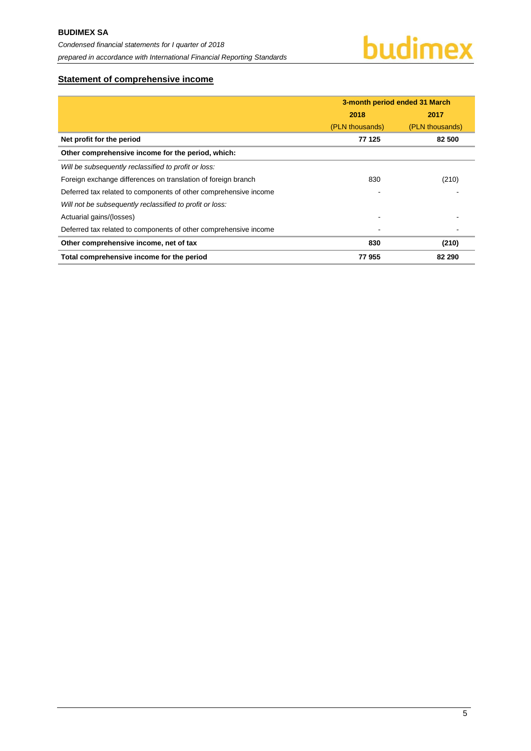## Statement of comprehensive income

| | 3-month period ended 31 March | |
|---|---|---|
| | 2018 | 2017 |
| | (PLN thousands) | (PLN thousands) |
| **Net profit for the period** | **77 125** | **82 500** |
| **Other comprehensive income for the period, which:** | | |
| *Will be subsequently reclassified to profit or loss:* | | |
| Foreign exchange differences on translation of foreign branch | 830 | (210) |
| Deferred tax related to components of other comprehensive income | - | - |
| *Will not be subsequently reclassified to profit or loss:* | | |
| Actuarial gains/(losses) | - | - |
| Deferred tax related to components of other comprehensive income | - | - |
| **Other comprehensive income, net of tax** | **830** | **(210)** |
| **Total comprehensive income for the period** | **77 955** | **82 290** |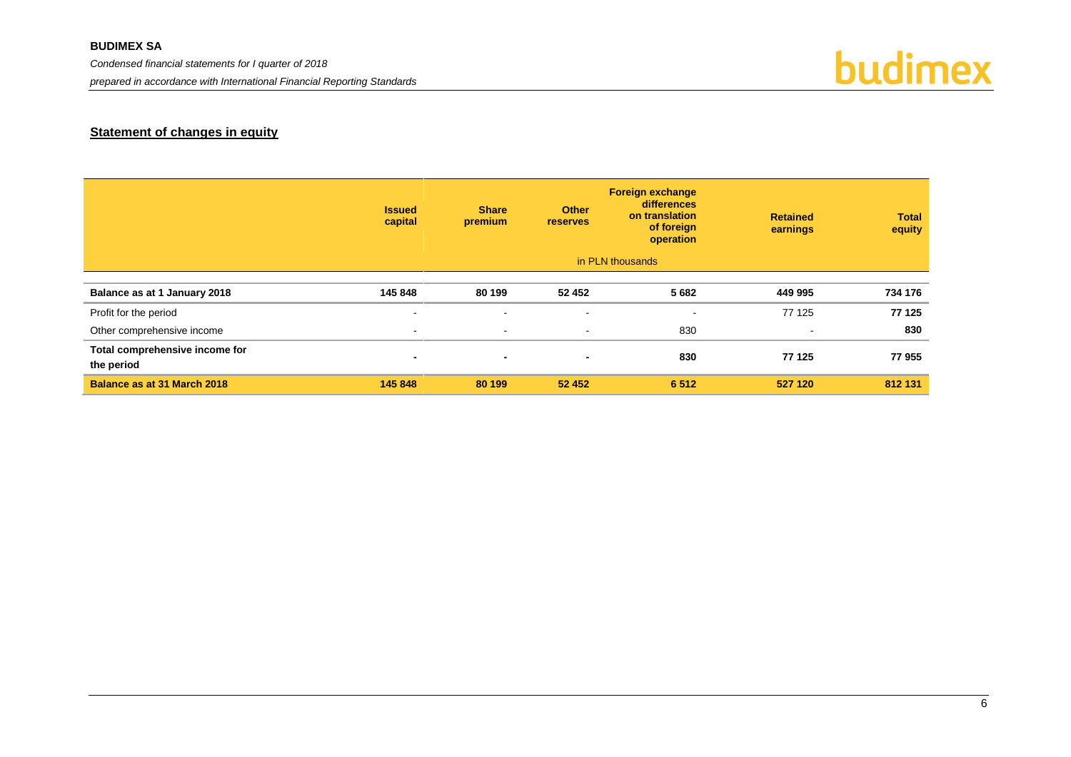## Statement of changes in equity

| | Issued capital | Share premium | Other reserves | Foreign exchange differences on translation of foreign operation | Retained earnings | Total equity |
|---|---|---|---|---|---|---|
| | in PLN thousands | | | | | |
| **Balance as at 1 January 2018** | **145 848** | **80 199** | **52 452** | **5 682** | **449 995** | **734 176** |
| Profit for the period | - | - | - | - | 77 125 | **77 125** |
| Other comprehensive income | - | - | - | 830 | - | **830** |
| **Total comprehensive income for the period** | **-** | **-** | **-** | **830** | **77 125** | **77 955** |
| **Balance as at 31 March 2018** | **145 848** | **80 199** | **52 452** | **6 512** | **527 120** | **812 131** |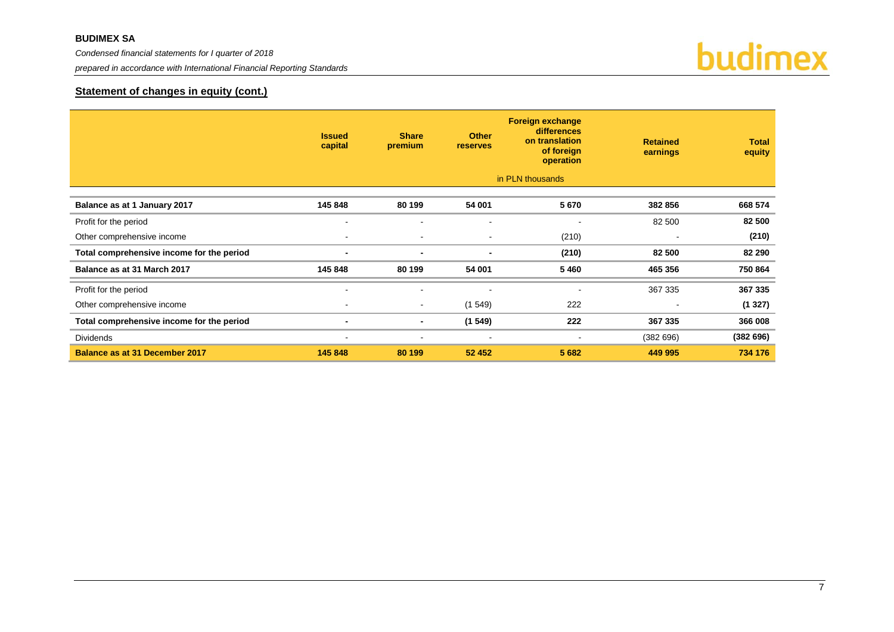## Statement of changes in equity (cont.)

| | Issued capital | Share premium | Other reserves | Foreign exchange differences on translation of foreign operation | Retained earnings | Total equity |
|---|---|---|---|---|---|---|
| | | | in PLN thousands | | | |
| **Balance as at 1 January 2017** | **145 848** | **80 199** | **54 001** | **5 670** | **382 856** | **668 574** |
| Profit for the period | - | - | - | - | 82 500 | **82 500** |
| Other comprehensive income | - | - | - | (210) | - | **(210)** |
| **Total comprehensive income for the period** | **-** | **-** | **-** | **(210)** | **82 500** | **82 290** |
| **Balance as at 31 March 2017** | **145 848** | **80 199** | **54 001** | **5 460** | **465 356** | **750 864** |
| Profit for the period | - | - | - | - | 367 335 | **367 335** |
| Other comprehensive income | - | - | (1 549) | 222 | - | **(1 327)** |
| **Total comprehensive income for the period** | **-** | **-** | **(1 549)** | **222** | **367 335** | **366 008** |
| Dividends | - | - | - | - | (382 696) | **(382 696)** |
| **Balance as at 31 December 2017** | **145 848** | **80 199** | **52 452** | **5 682** | **449 995** | **734 176** |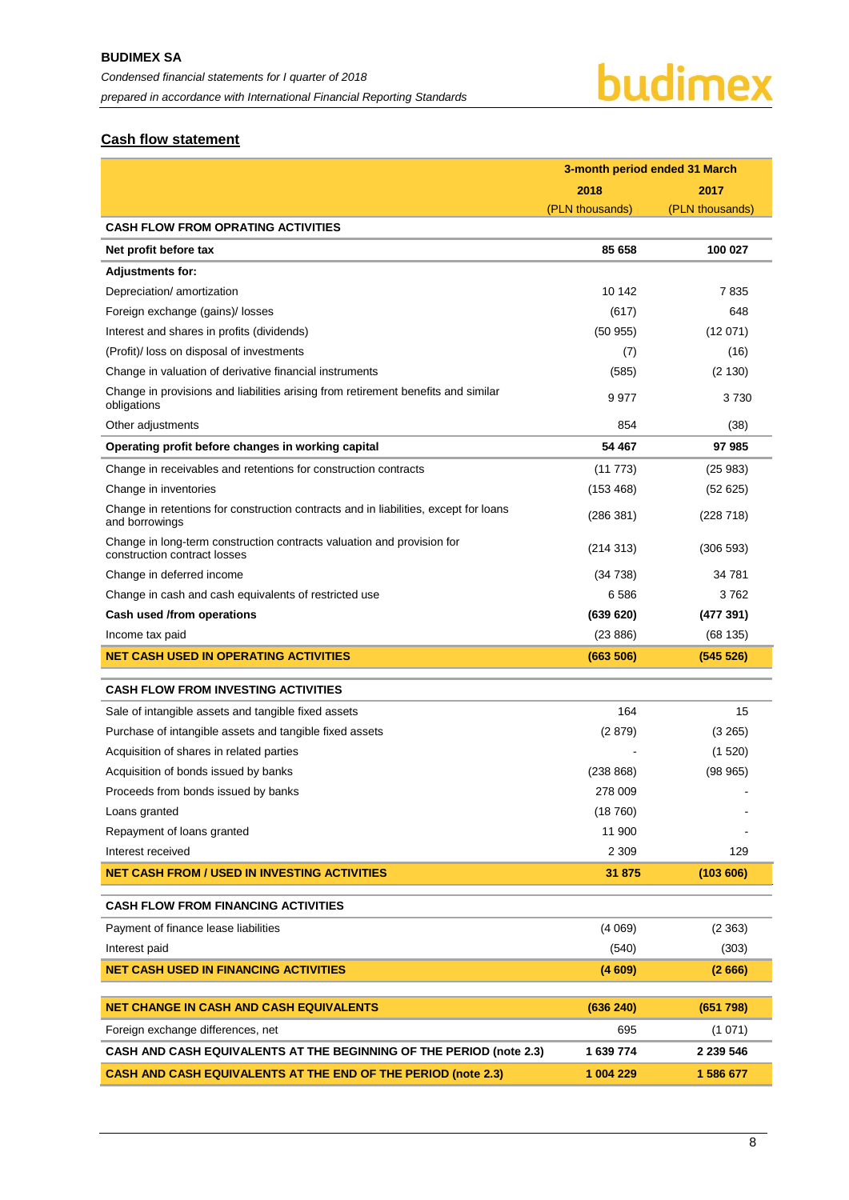## Cash flow statement

| | 3-month period ended 31 March | |
|---|---|---|
| | 2018 | 2017 |
| | (PLN thousands) | (PLN thousands) |
| **CASH FLOW FROM OPRATING ACTIVITIES** | | |
| **Net profit before tax** | **85 658** | **100 027** |
| **Adjustments for:** | | |
| Depreciation/ amortization | 10 142 | 7 835 |
| Foreign exchange (gains)/ losses | (617) | 648 |
| Interest and shares in profits (dividends) | (50 955) | (12 071) |
| (Profit)/ loss on disposal of investments | (7) | (16) |
| Change in valuation of derivative financial instruments | (585) | (2 130) |
| Change in provisions and liabilities arising from retirement benefits and similar obligations | 9 977 | 3 730 |
| Other adjustments | 854 | (38) |
| **Operating profit before changes in working capital** | **54 467** | **97 985** |
| Change in receivables and retentions for construction contracts | (11 773) | (25 983) |
| Change in inventories | (153 468) | (52 625) |
| Change in retentions for construction contracts and in liabilities, except for loans and borrowings | (286 381) | (228 718) |
| Change in long-term construction contracts valuation and provision for construction contract losses | (214 313) | (306 593) |
| Change in deferred income | (34 738) | 34 781 |
| Change in cash and cash equivalents of restricted use | 6 586 | 3 762 |
| **Cash used /from operations** | **(639 620)** | **(477 391)** |
| Income tax paid | (23 886) | (68 135) |
| **NET CASH USED IN OPERATING ACTIVITIES** | **(663 506)** | **(545 526)** |
| **CASH FLOW FROM INVESTING ACTIVITIES** | | |
| Sale of intangible assets and tangible fixed assets | 164 | 15 |
| Purchase of intangible assets and tangible fixed assets | (2 879) | (3 265) |
| Acquisition of shares in related parties | - | (1 520) |
| Acquisition of bonds issued by banks | (238 868) | (98 965) |
| Proceeds from bonds issued by banks | 278 009 | - |
| Loans granted | (18 760) | - |
| Repayment of loans granted | 11 900 | - |
| Interest received | 2 309 | 129 |
| **NET CASH FROM / USED IN INVESTING ACTIVITIES** | **31 875** | **(103 606)** |
| **CASH FLOW FROM FINANCING ACTIVITIES** | | |
| Payment of finance lease liabilities | (4 069) | (2 363) |
| Interest paid | (540) | (303) |
| **NET CASH USED IN FINANCING ACTIVITIES** | **(4 609)** | **(2 666)** |
| **NET CHANGE IN CASH AND CASH EQUIVALENTS** | **(636 240)** | **(651 798)** |
| Foreign exchange differences, net | 695 | (1 071) |
| **CASH AND CASH EQUIVALENTS AT THE BEGINNING OF THE PERIOD (note 2.3)** | **1 639 774** | **2 239 546** |
| **CASH AND CASH EQUIVALENTS AT THE END OF THE PERIOD (note 2.3)** | **1 004 229** | **1 586 677** |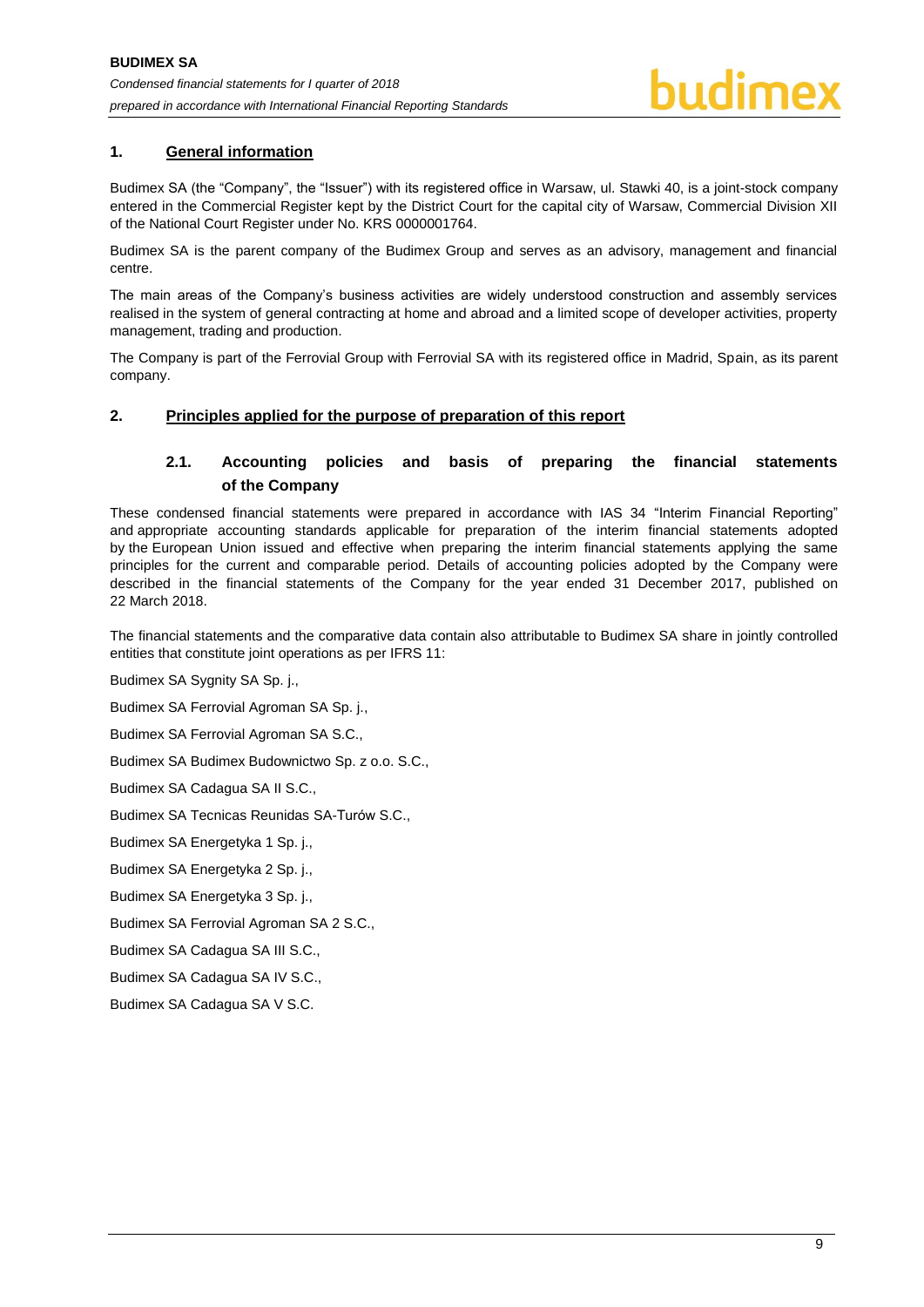## 1. General information

Budimex SA (the "Company", the "Issuer") with its registered office in Warsaw, ul. Stawki 40, is a joint-stock company entered in the Commercial Register kept by the District Court for the capital city of Warsaw, Commercial Division XII of the National Court Register under No. KRS 0000001764.

Budimex SA is the parent company of the Budimex Group and serves as an advisory, management and financial centre.

The main areas of the Company's business activities are widely understood construction and assembly services realised in the system of general contracting at home and abroad and a limited scope of developer activities, property management, trading and production.

The Company is part of the Ferrovial Group with Ferrovial SA with its registered office in Madrid, Spain, as its parent company.

## 2. Principles applied for the purpose of preparation of this report

### 2.1. Accounting policies and basis of preparing the financial statements of the Company

These condensed financial statements were prepared in accordance with IAS 34 "Interim Financial Reporting" and appropriate accounting standards applicable for preparation of the interim financial statements adopted by the European Union issued and effective when preparing the interim financial statements applying the same principles for the current and comparable period. Details of accounting policies adopted by the Company were described in the financial statements of the Company for the year ended 31 December 2017, published on 22 March 2018.

The financial statements and the comparative data contain also attributable to Budimex SA share in jointly controlled entities that constitute joint operations as per IFRS 11:

Budimex SA Sygnity SA Sp. j.,

Budimex SA Ferrovial Agroman SA Sp. j.,

Budimex SA Ferrovial Agroman SA S.C.,

Budimex SA Budimex Budownictwo Sp. z o.o. S.C.,

Budimex SA Cadagua SA II S.C.,

Budimex SA Tecnicas Reunidas SA-Turów S.C.,

Budimex SA Energetyka 1 Sp. j.,

Budimex SA Energetyka 2 Sp. j.,

Budimex SA Energetyka 3 Sp. j.,

Budimex SA Ferrovial Agroman SA 2 S.C.,

Budimex SA Cadagua SA III S.C.,

Budimex SA Cadagua SA IV S.C.,

Budimex SA Cadagua SA V S.C.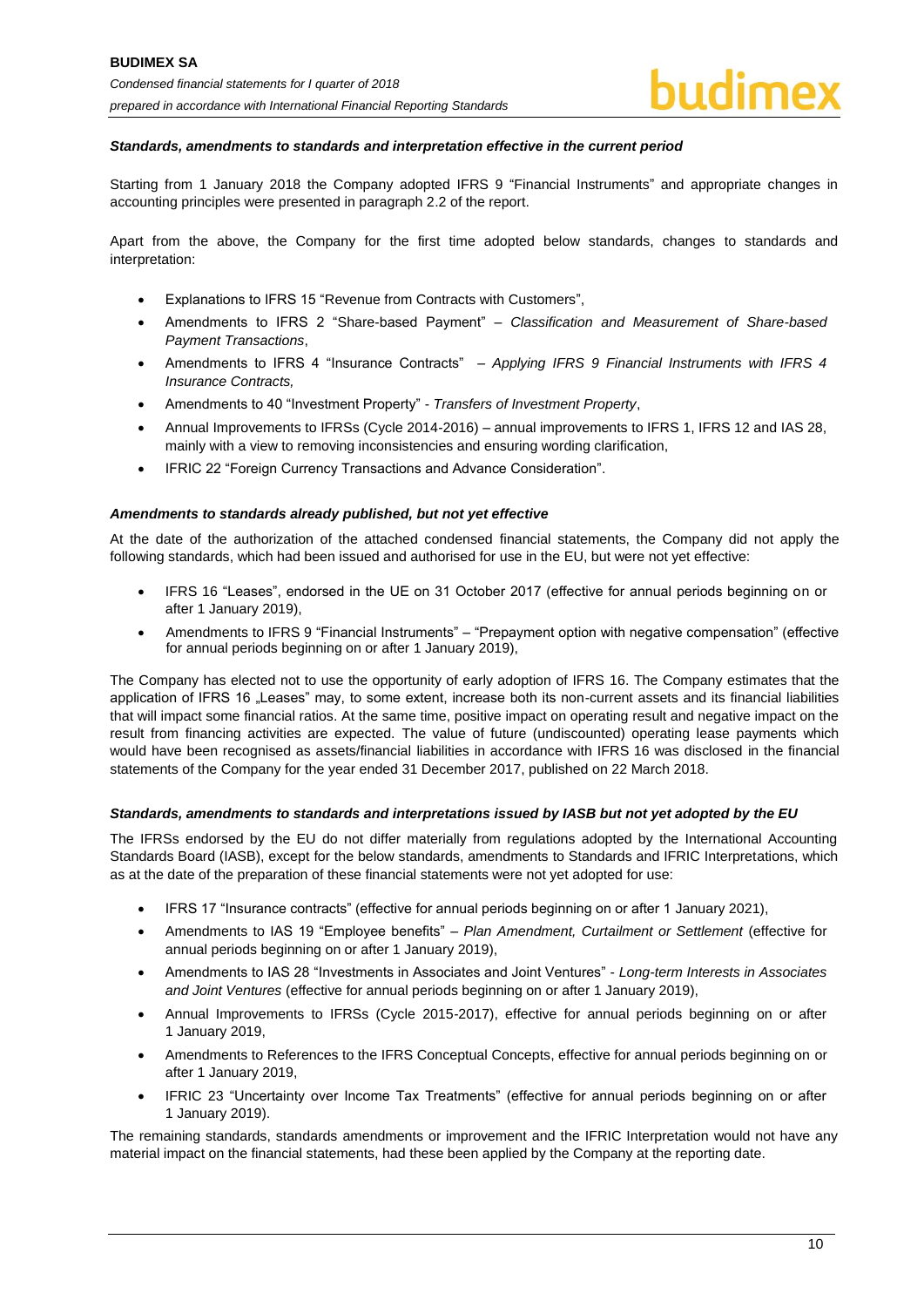#### *Standards, amendments to standards and interpretation effective in the current period*

Starting from 1 January 2018 the Company adopted IFRS 9 "Financial Instruments" and appropriate changes in accounting principles were presented in paragraph 2.2 of the report.

Apart from the above, the Company for the first time adopted below standards, changes to standards and interpretation:

- Explanations to IFRS 15 "Revenue from Contracts with Customers",
- Amendments to IFRS 2 "Share-based Payment" – *Classification and Measurement of Share-based Payment Transactions*,
- Amendments to IFRS 4 "Insurance Contracts" – *Applying IFRS 9 Financial Instruments with IFRS 4 Insurance Contracts,*
- Amendments to 40 "Investment Property" - *Transfers of Investment Property*,
- Annual Improvements to IFRSs (Cycle 2014-2016) – annual improvements to IFRS 1, IFRS 12 and IAS 28, mainly with a view to removing inconsistencies and ensuring wording clarification,
- IFRIC 22 "Foreign Currency Transactions and Advance Consideration".

#### *Amendments to standards already published, but not yet effective*

At the date of the authorization of the attached condensed financial statements, the Company did not apply the following standards, which had been issued and authorised for use in the EU, but were not yet effective:

- IFRS 16 "Leases", endorsed in the UE on 31 October 2017 (effective for annual periods beginning on or after 1 January 2019),
- Amendments to IFRS 9 "Financial Instruments" – "Prepayment option with negative compensation" (effective for annual periods beginning on or after 1 January 2019),

The Company has elected not to use the opportunity of early adoption of IFRS 16. The Company estimates that the application of IFRS 16 „Leases" may, to some extent, increase both its non-current assets and its financial liabilities that will impact some financial ratios. At the same time, positive impact on operating result and negative impact on the result from financing activities are expected. The value of future (undiscounted) operating lease payments which would have been recognised as assets/financial liabilities in accordance with IFRS 16 was disclosed in the financial statements of the Company for the year ended 31 December 2017, published on 22 March 2018.

#### *Standards, amendments to standards and interpretations issued by IASB but not yet adopted by the EU*

The IFRSs endorsed by the EU do not differ materially from regulations adopted by the International Accounting Standards Board (IASB), except for the below standards, amendments to Standards and IFRIC Interpretations, which as at the date of the preparation of these financial statements were not yet adopted for use:

- IFRS 17 "Insurance contracts" (effective for annual periods beginning on or after 1 January 2021),
- Amendments to IAS 19 "Employee benefits" – *Plan Amendment, Curtailment or Settlement* (effective for annual periods beginning on or after 1 January 2019),
- Amendments to IAS 28 "Investments in Associates and Joint Ventures" - *Long-term Interests in Associates and Joint Ventures* (effective for annual periods beginning on or after 1 January 2019),
- Annual Improvements to IFRSs (Cycle 2015-2017), effective for annual periods beginning on or after 1 January 2019,
- Amendments to References to the IFRS Conceptual Concepts, effective for annual periods beginning on or after 1 January 2019,
- IFRIC 23 "Uncertainty over Income Tax Treatments" (effective for annual periods beginning on or after 1 January 2019).

The remaining standards, standards amendments or improvement and the IFRIC Interpretation would not have any material impact on the financial statements, had these been applied by the Company at the reporting date.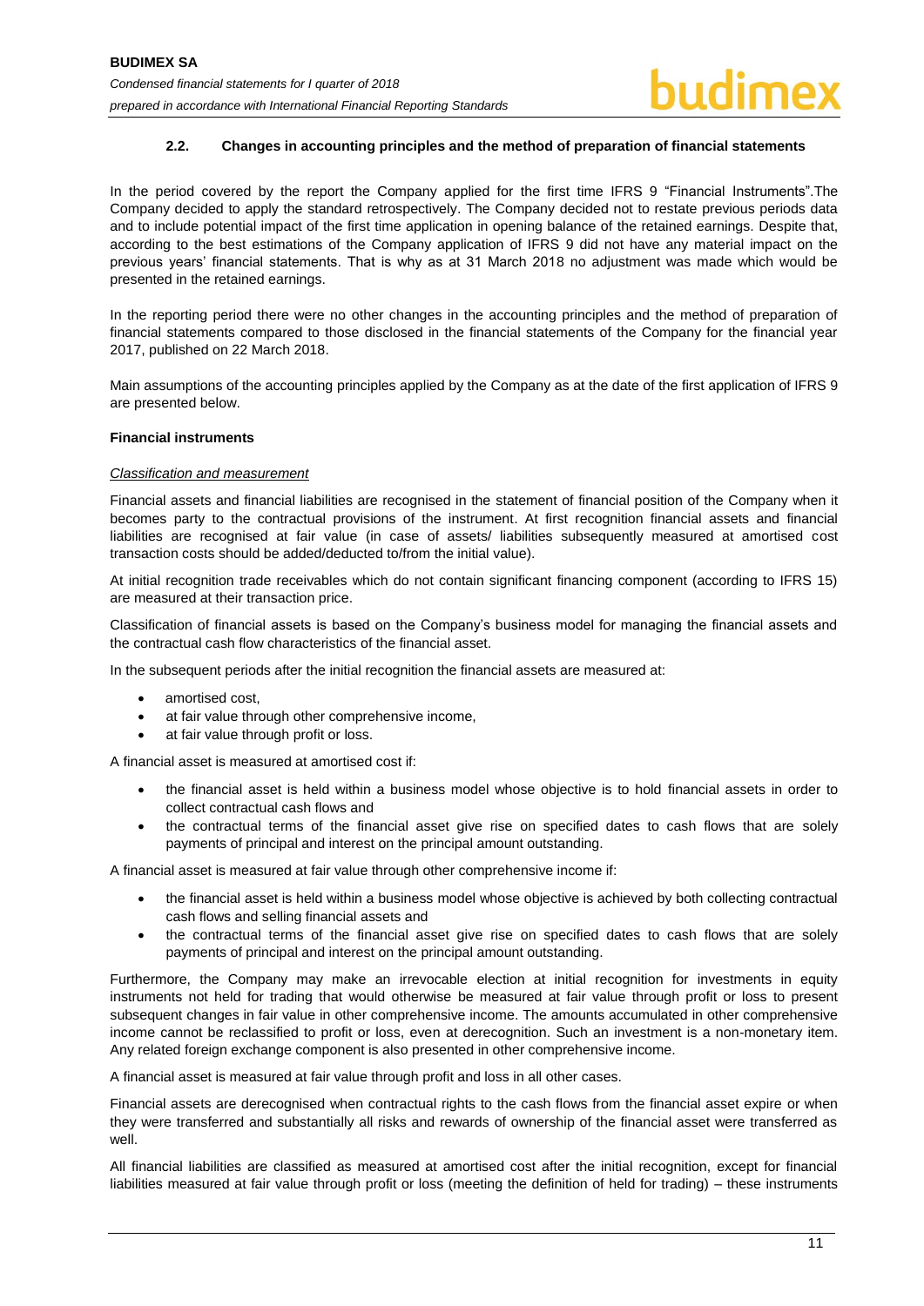### 2.2. Changes in accounting principles and the method of preparation of financial statements

In the period covered by the report the Company applied for the first time IFRS 9 "Financial Instruments".The Company decided to apply the standard retrospectively. The Company decided not to restate previous periods data and to include potential impact of the first time application in opening balance of the retained earnings. Despite that, according to the best estimations of the Company application of IFRS 9 did not have any material impact on the previous years' financial statements. That is why as at 31 March 2018 no adjustment was made which would be presented in the retained earnings.

In the reporting period there were no other changes in the accounting principles and the method of preparation of financial statements compared to those disclosed in the financial statements of the Company for the financial year 2017, published on 22 March 2018.

Main assumptions of the accounting principles applied by the Company as at the date of the first application of IFRS 9 are presented below.

**Financial instruments**

*Classification and measurement*

Financial assets and financial liabilities are recognised in the statement of financial position of the Company when it becomes party to the contractual provisions of the instrument. At first recognition financial assets and financial liabilities are recognised at fair value (in case of assets/ liabilities subsequently measured at amortised cost transaction costs should be added/deducted to/from the initial value).

At initial recognition trade receivables which do not contain significant financing component (according to IFRS 15) are measured at their transaction price.

Classification of financial assets is based on the Company's business model for managing the financial assets and the contractual cash flow characteristics of the financial asset.

In the subsequent periods after the initial recognition the financial assets are measured at:

- amortised cost,
- at fair value through other comprehensive income,
- at fair value through profit or loss.

A financial asset is measured at amortised cost if:

- the financial asset is held within a business model whose objective is to hold financial assets in order to collect contractual cash flows and
- the contractual terms of the financial asset give rise on specified dates to cash flows that are solely payments of principal and interest on the principal amount outstanding.

A financial asset is measured at fair value through other comprehensive income if:

- the financial asset is held within a business model whose objective is achieved by both collecting contractual cash flows and selling financial assets and
- the contractual terms of the financial asset give rise on specified dates to cash flows that are solely payments of principal and interest on the principal amount outstanding.

Furthermore, the Company may make an irrevocable election at initial recognition for investments in equity instruments not held for trading that would otherwise be measured at fair value through profit or loss to present subsequent changes in fair value in other comprehensive income. The amounts accumulated in other comprehensive income cannot be reclassified to profit or loss, even at derecognition. Such an investment is a non-monetary item. Any related foreign exchange component is also presented in other comprehensive income.

A financial asset is measured at fair value through profit and loss in all other cases.

Financial assets are derecognised when contractual rights to the cash flows from the financial asset expire or when they were transferred and substantially all risks and rewards of ownership of the financial asset were transferred as well.

All financial liabilities are classified as measured at amortised cost after the initial recognition, except for financial liabilities measured at fair value through profit or loss (meeting the definition of held for trading) – these instruments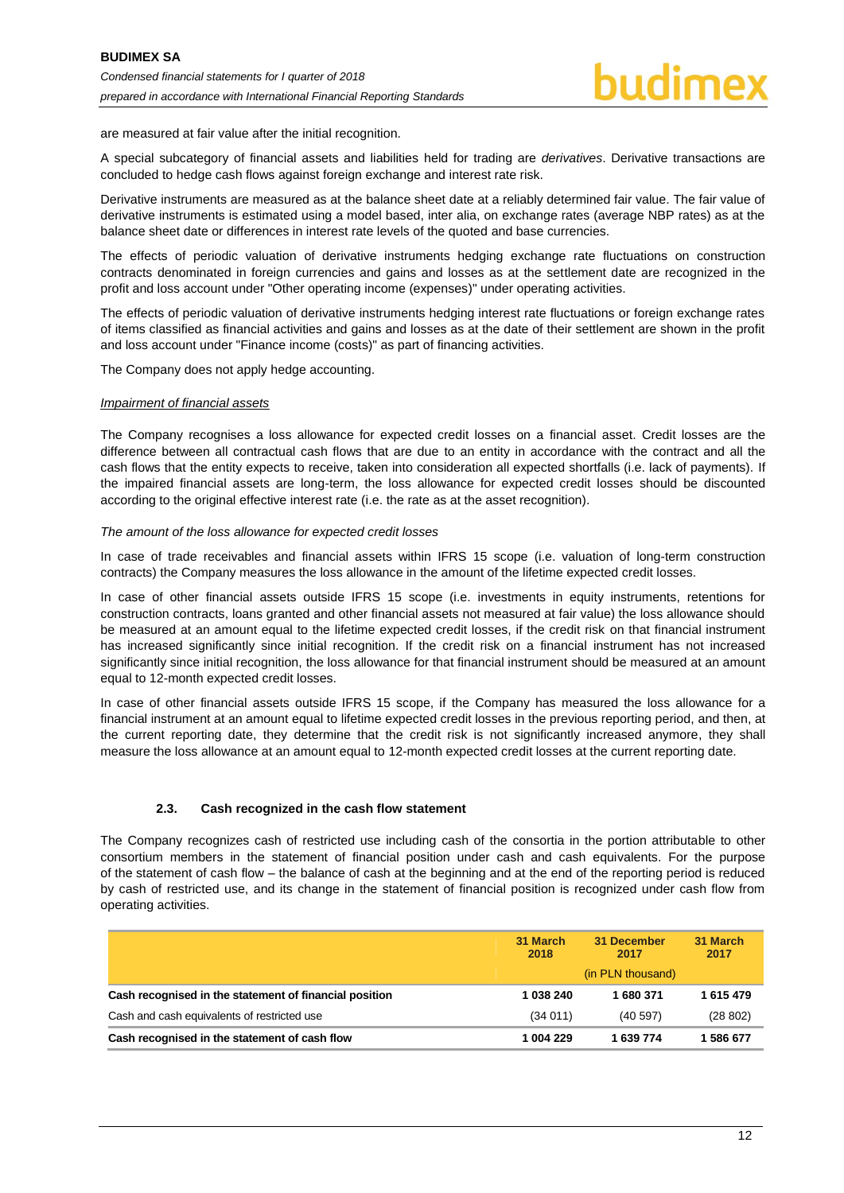are measured at fair value after the initial recognition.

A special subcategory of financial assets and liabilities held for trading are *derivatives*. Derivative transactions are concluded to hedge cash flows against foreign exchange and interest rate risk.

Derivative instruments are measured as at the balance sheet date at a reliably determined fair value. The fair value of derivative instruments is estimated using a model based, inter alia, on exchange rates (average NBP rates) as at the balance sheet date or differences in interest rate levels of the quoted and base currencies.

The effects of periodic valuation of derivative instruments hedging exchange rate fluctuations on construction contracts denominated in foreign currencies and gains and losses as at the settlement date are recognized in the profit and loss account under "Other operating income (expenses)" under operating activities.

The effects of periodic valuation of derivative instruments hedging interest rate fluctuations or foreign exchange rates of items classified as financial activities and gains and losses as at the date of their settlement are shown in the profit and loss account under "Finance income (costs)" as part of financing activities.

The Company does not apply hedge accounting.

*Impairment of financial assets*

The Company recognises a loss allowance for expected credit losses on a financial asset. Credit losses are the difference between all contractual cash flows that are due to an entity in accordance with the contract and all the cash flows that the entity expects to receive, taken into consideration all expected shortfalls (i.e. lack of payments). If the impaired financial assets are long-term, the loss allowance for expected credit losses should be discounted according to the original effective interest rate (i.e. the rate as at the asset recognition).

*The amount of the loss allowance for expected credit losses*

In case of trade receivables and financial assets within IFRS 15 scope (i.e. valuation of long-term construction contracts) the Company measures the loss allowance in the amount of the lifetime expected credit losses.

In case of other financial assets outside IFRS 15 scope (i.e. investments in equity instruments, retentions for construction contracts, loans granted and other financial assets not measured at fair value) the loss allowance should be measured at an amount equal to the lifetime expected credit losses, if the credit risk on that financial instrument has increased significantly since initial recognition. If the credit risk on a financial instrument has not increased significantly since initial recognition, the loss allowance for that financial instrument should be measured at an amount equal to 12-month expected credit losses.

In case of other financial assets outside IFRS 15 scope, if the Company has measured the loss allowance for a financial instrument at an amount equal to lifetime expected credit losses in the previous reporting period, and then, at the current reporting date, they determine that the credit risk is not significantly increased anymore, they shall measure the loss allowance at an amount equal to 12-month expected credit losses at the current reporting date.

### 2.3. Cash recognized in the cash flow statement

The Company recognizes cash of restricted use including cash of the consortia in the portion attributable to other consortium members in the statement of financial position under cash and cash equivalents. For the purpose of the statement of cash flow – the balance of cash at the beginning and at the end of the reporting period is reduced by cash of restricted use, and its change in the statement of financial position is recognized under cash flow from operating activities.

| | 31 March 2018 | 31 December 2017 | 31 March 2017 |
|---|---|---|---|
| | | (in PLN thousand) | |
| **Cash recognised in the statement of financial position** | **1 038 240** | **1 680 371** | **1 615 479** |
| Cash and cash equivalents of restricted use | (34 011) | (40 597) | (28 802) |
| **Cash recognised in the statement of cash flow** | **1 004 229** | **1 639 774** | **1 586 677** |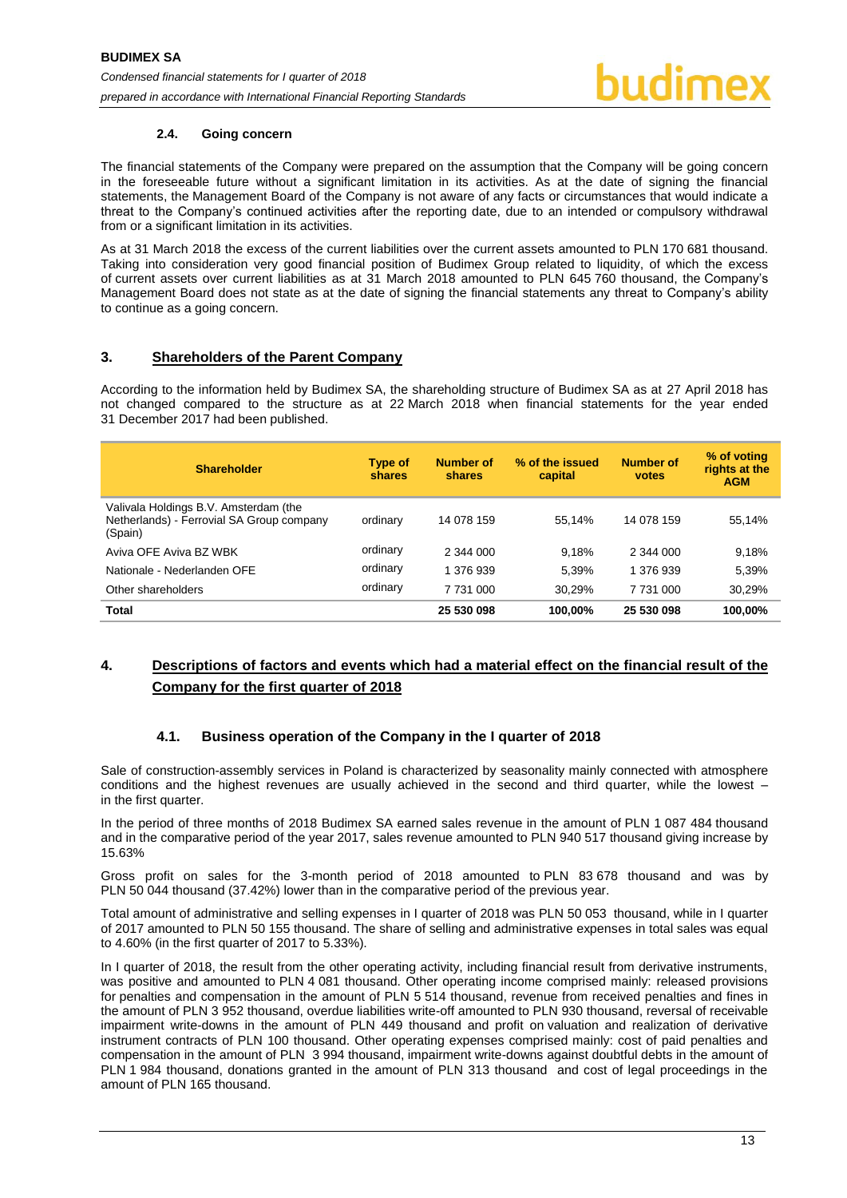### 2.4. Going concern

The financial statements of the Company were prepared on the assumption that the Company will be going concern in the foreseeable future without a significant limitation in its activities. As at the date of signing the financial statements, the Management Board of the Company is not aware of any facts or circumstances that would indicate a threat to the Company's continued activities after the reporting date, due to an intended or compulsory withdrawal from or a significant limitation in its activities.

As at 31 March 2018 the excess of the current liabilities over the current assets amounted to PLN 170 681 thousand. Taking into consideration very good financial position of Budimex Group related to liquidity, of which the excess of current assets over current liabilities as at 31 March 2018 amounted to PLN 645 760 thousand, the Company's Management Board does not state as at the date of signing the financial statements any threat to Company's ability to continue as a going concern.

## 3. Shareholders of the Parent Company

According to the information held by Budimex SA, the shareholding structure of Budimex SA as at 27 April 2018 has not changed compared to the structure as at 22 March 2018 when financial statements for the year ended 31 December 2017 had been published.

| Shareholder | Type of shares | Number of shares | % of the issued capital | Number of votes | % of voting rights at the AGM |
|---|---|---|---|---|---|
| Valivala Holdings B.V. Amsterdam (the Netherlands) - Ferrovial SA Group company (Spain) | ordinary | 14 078 159 | 55,14% | 14 078 159 | 55,14% |
| Aviva OFE Aviva BZ WBK | ordinary | 2 344 000 | 9,18% | 2 344 000 | 9,18% |
| Nationale - Nederlanden OFE | ordinary | 1 376 939 | 5,39% | 1 376 939 | 5,39% |
| Other shareholders | ordinary | 7 731 000 | 30,29% | 7 731 000 | 30,29% |
| **Total** | | **25 530 098** | **100,00%** | **25 530 098** | **100,00%** |

## 4. Descriptions of factors and events which had a material effect on the financial result of the Company for the first quarter of 2018

### 4.1. Business operation of the Company in the I quarter of 2018

Sale of construction-assembly services in Poland is characterized by seasonality mainly connected with atmosphere conditions and the highest revenues are usually achieved in the second and third quarter, while the lowest – in the first quarter.

In the period of three months of 2018 Budimex SA earned sales revenue in the amount of PLN 1 087 484 thousand and in the comparative period of the year 2017, sales revenue amounted to PLN 940 517 thousand giving increase by 15.63%

Gross profit on sales for the 3-month period of 2018 amounted to PLN 83 678 thousand and was by PLN 50 044 thousand (37.42%) lower than in the comparative period of the previous year.

Total amount of administrative and selling expenses in I quarter of 2018 was PLN 50 053 thousand, while in I quarter of 2017 amounted to PLN 50 155 thousand. The share of selling and administrative expenses in total sales was equal to 4.60% (in the first quarter of 2017 to 5.33%).

In I quarter of 2018, the result from the other operating activity, including financial result from derivative instruments, was positive and amounted to PLN 4 081 thousand. Other operating income comprised mainly: released provisions for penalties and compensation in the amount of PLN 5 514 thousand, revenue from received penalties and fines in the amount of PLN 3 952 thousand, overdue liabilities write-off amounted to PLN 930 thousand, reversal of receivable impairment write-downs in the amount of PLN 449 thousand and profit on valuation and realization of derivative instrument contracts of PLN 100 thousand. Other operating expenses comprised mainly: cost of paid penalties and compensation in the amount of PLN 3 994 thousand, impairment write-downs against doubtful debts in the amount of PLN 1 984 thousand, donations granted in the amount of PLN 313 thousand and cost of legal proceedings in the amount of PLN 165 thousand.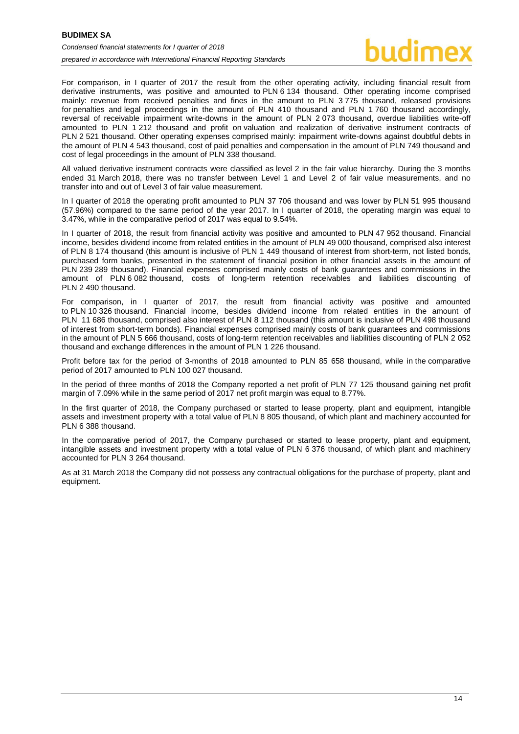For comparison, in I quarter of 2017 the result from the other operating activity, including financial result from derivative instruments, was positive and amounted to PLN 6 134 thousand. Other operating income comprised mainly: revenue from received penalties and fines in the amount to PLN 3 775 thousand, released provisions for penalties and legal proceedings in the amount of PLN 410 thousand and PLN 1 760 thousand accordingly, reversal of receivable impairment write-downs in the amount of PLN 2 073 thousand, overdue liabilities write-off amounted to PLN 1 212 thousand and profit on valuation and realization of derivative instrument contracts of PLN 2 521 thousand. Other operating expenses comprised mainly: impairment write-downs against doubtful debts in the amount of PLN 4 543 thousand, cost of paid penalties and compensation in the amount of PLN 749 thousand and cost of legal proceedings in the amount of PLN 338 thousand.

All valued derivative instrument contracts were classified as level 2 in the fair value hierarchy. During the 3 months ended 31 March 2018, there was no transfer between Level 1 and Level 2 of fair value measurements, and no transfer into and out of Level 3 of fair value measurement.

In I quarter of 2018 the operating profit amounted to PLN 37 706 thousand and was lower by PLN 51 995 thousand (57.96%) compared to the same period of the year 2017. In I quarter of 2018, the operating margin was equal to 3.47%, while in the comparative period of 2017 was equal to 9.54%.

In I quarter of 2018, the result from financial activity was positive and amounted to PLN 47 952 thousand. Financial income, besides dividend income from related entities in the amount of PLN 49 000 thousand, comprised also interest of PLN 8 174 thousand (this amount is inclusive of PLN 1 449 thousand of interest from short-term, not listed bonds, purchased form banks, presented in the statement of financial position in other financial assets in the amount of PLN 239 289 thousand). Financial expenses comprised mainly costs of bank guarantees and commissions in the amount of PLN 6 082 thousand, costs of long-term retention receivables and liabilities discounting of PLN 2 490 thousand.

For comparison, in I quarter of 2017, the result from financial activity was positive and amounted to PLN 10 326 thousand. Financial income, besides dividend income from related entities in the amount of PLN 11 686 thousand, comprised also interest of PLN 8 112 thousand (this amount is inclusive of PLN 498 thousand of interest from short-term bonds). Financial expenses comprised mainly costs of bank guarantees and commissions in the amount of PLN 5 666 thousand, costs of long-term retention receivables and liabilities discounting of PLN 2 052 thousand and exchange differences in the amount of PLN 1 226 thousand.

Profit before tax for the period of 3-months of 2018 amounted to PLN 85 658 thousand, while in the comparative period of 2017 amounted to PLN 100 027 thousand.

In the period of three months of 2018 the Company reported a net profit of PLN 77 125 thousand gaining net profit margin of 7.09% while in the same period of 2017 net profit margin was equal to 8.77%.

In the first quarter of 2018, the Company purchased or started to lease property, plant and equipment, intangible assets and investment property with a total value of PLN 8 805 thousand, of which plant and machinery accounted for PLN 6 388 thousand.

In the comparative period of 2017, the Company purchased or started to lease property, plant and equipment, intangible assets and investment property with a total value of PLN 6 376 thousand, of which plant and machinery accounted for PLN 3 264 thousand.

As at 31 March 2018 the Company did not possess any contractual obligations for the purchase of property, plant and equipment.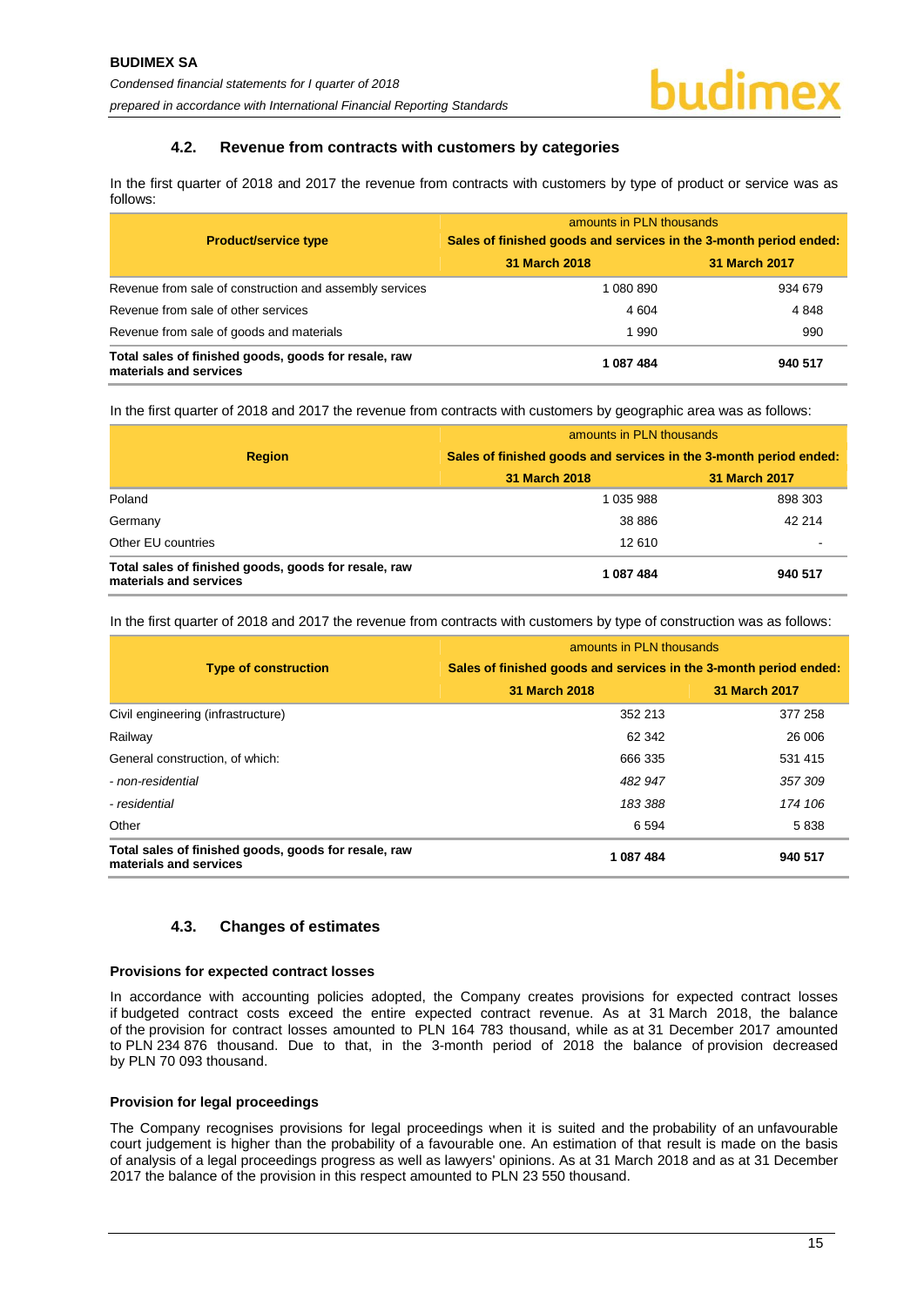### 4.2. Revenue from contracts with customers by categories

In the first quarter of 2018 and 2017 the revenue from contracts with customers by type of product or service was as follows:

| Product/service type | amounts in PLN thousands Sales of finished goods and services in the 3-month period ended: | |
|---|---|---|
| | **31 March 2018** | **31 March 2017** |
| Revenue from sale of construction and assembly services | 1 080 890 | 934 679 |
| Revenue from sale of other services | 4 604 | 4 848 |
| Revenue from sale of goods and materials | 1 990 | 990 |
| **Total sales of finished goods, goods for resale, raw materials and services** | **1 087 484** | **940 517** |

In the first quarter of 2018 and 2017 the revenue from contracts with customers by geographic area was as follows:

| Region | amounts in PLN thousands Sales of finished goods and services in the 3-month period ended: | |
|---|---|---|
| | **31 March 2018** | **31 March 2017** |
| Poland | 1 035 988 | 898 303 |
| Germany | 38 886 | 42 214 |
| Other EU countries | 12 610 | - |
| **Total sales of finished goods, goods for resale, raw materials and services** | **1 087 484** | **940 517** |

In the first quarter of 2018 and 2017 the revenue from contracts with customers by type of construction was as follows:

| Type of construction | amounts in PLN thousands Sales of finished goods and services in the 3-month period ended: | |
|---|---|---|
| | **31 March 2018** | **31 March 2017** |
| Civil engineering (infrastructure) | 352 213 | 377 258 |
| Railway | 62 342 | 26 006 |
| General construction, of which: | 666 335 | 531 415 |
| *- non-residential* | *482 947* | *357 309* |
| *- residential* | *183 388* | *174 106* |
| Other | 6 594 | 5 838 |
| **Total sales of finished goods, goods for resale, raw materials and services** | **1 087 484** | **940 517** |

### 4.3. Changes of estimates

**Provisions for expected contract losses**

In accordance with accounting policies adopted, the Company creates provisions for expected contract losses if budgeted contract costs exceed the entire expected contract revenue. As at 31 March 2018, the balance of the provision for contract losses amounted to PLN 164 783 thousand, while as at 31 December 2017 amounted to PLN 234 876 thousand. Due to that, in the 3-month period of 2018 the balance of provision decreased by PLN 70 093 thousand.

**Provision for legal proceedings**

The Company recognises provisions for legal proceedings when it is suited and the probability of an unfavourable court judgement is higher than the probability of a favourable one. An estimation of that result is made on the basis of analysis of a legal proceedings progress as well as lawyers' opinions. As at 31 March 2018 and as at 31 December 2017 the balance of the provision in this respect amounted to PLN 23 550 thousand.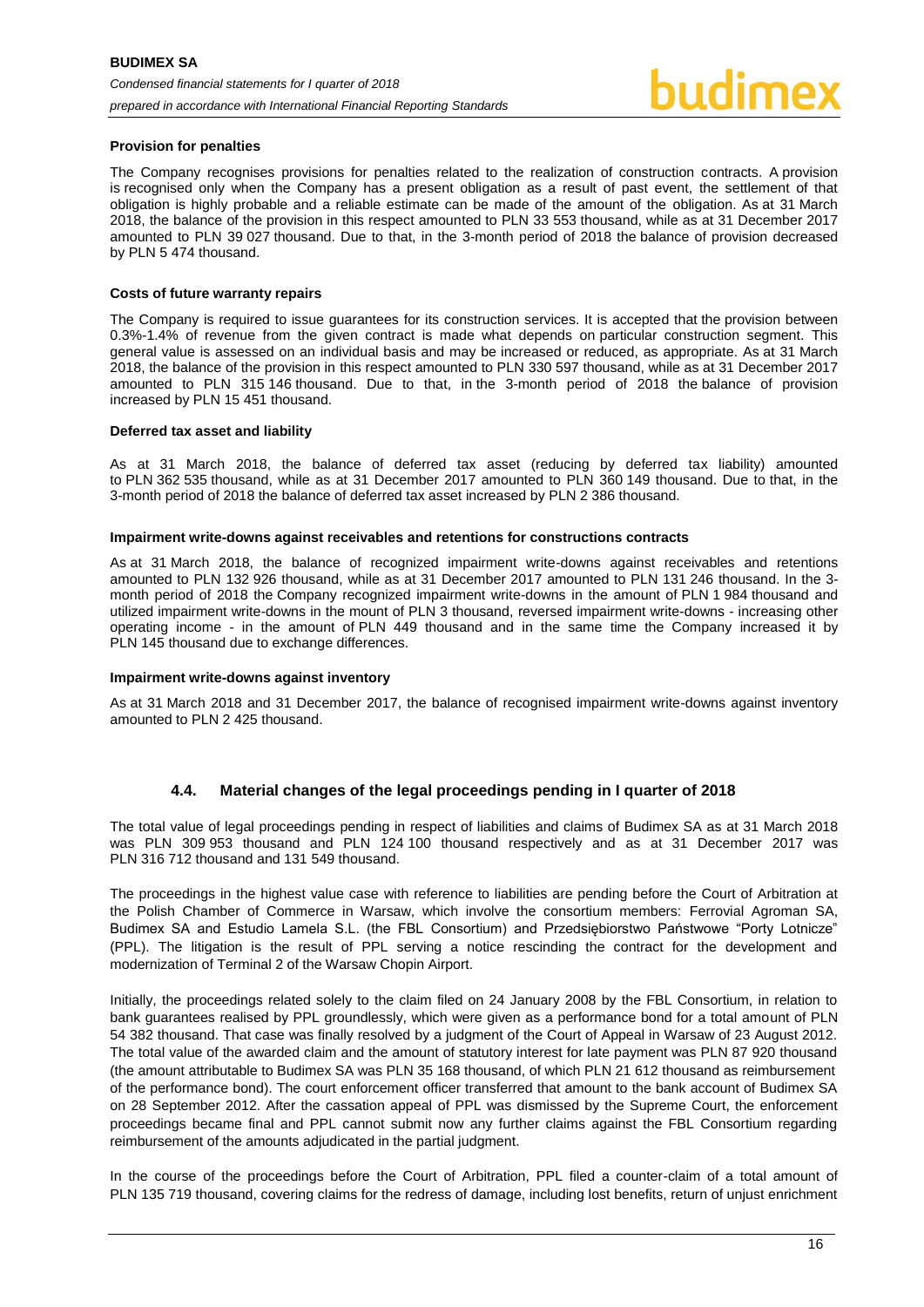**Provision for penalties**

The Company recognises provisions for penalties related to the realization of construction contracts. A provision is recognised only when the Company has a present obligation as a result of past event, the settlement of that obligation is highly probable and a reliable estimate can be made of the amount of the obligation. As at 31 March 2018, the balance of the provision in this respect amounted to PLN 33 553 thousand, while as at 31 December 2017 amounted to PLN 39 027 thousand. Due to that, in the 3-month period of 2018 the balance of provision decreased by PLN 5 474 thousand.

**Costs of future warranty repairs**

The Company is required to issue guarantees for its construction services. It is accepted that the provision between 0.3%-1.4% of revenue from the given contract is made what depends on particular construction segment. This general value is assessed on an individual basis and may be increased or reduced, as appropriate. As at 31 March 2018, the balance of the provision in this respect amounted to PLN 330 597 thousand, while as at 31 December 2017 amounted to PLN 315 146 thousand. Due to that, in the 3-month period of 2018 the balance of provision increased by PLN 15 451 thousand.

**Deferred tax asset and liability**

As at 31 March 2018, the balance of deferred tax asset (reducing by deferred tax liability) amounted to PLN 362 535 thousand, while as at 31 December 2017 amounted to PLN 360 149 thousand. Due to that, in the 3-month period of 2018 the balance of deferred tax asset increased by PLN 2 386 thousand.

**Impairment write-downs against receivables and retentions for constructions contracts**

As at 31 March 2018, the balance of recognized impairment write-downs against receivables and retentions amounted to PLN 132 926 thousand, while as at 31 December 2017 amounted to PLN 131 246 thousand. In the 3-month period of 2018 the Company recognized impairment write-downs in the amount of PLN 1 984 thousand and utilized impairment write-downs in the mount of PLN 3 thousand, reversed impairment write-downs - increasing other operating income - in the amount of PLN 449 thousand and in the same time the Company increased it by PLN 145 thousand due to exchange differences.

**Impairment write-downs against inventory**

As at 31 March 2018 and 31 December 2017, the balance of recognised impairment write-downs against inventory amounted to PLN 2 425 thousand.

### 4.4. Material changes of the legal proceedings pending in I quarter of 2018

The total value of legal proceedings pending in respect of liabilities and claims of Budimex SA as at 31 March 2018 was PLN 309 953 thousand and PLN 124 100 thousand respectively and as at 31 December 2017 was PLN 316 712 thousand and 131 549 thousand.

The proceedings in the highest value case with reference to liabilities are pending before the Court of Arbitration at the Polish Chamber of Commerce in Warsaw, which involve the consortium members: Ferrovial Agroman SA, Budimex SA and Estudio Lamela S.L. (the FBL Consortium) and Przedsiębiorstwo Państwowe "Porty Lotnicze" (PPL). The litigation is the result of PPL serving a notice rescinding the contract for the development and modernization of Terminal 2 of the Warsaw Chopin Airport.

Initially, the proceedings related solely to the claim filed on 24 January 2008 by the FBL Consortium, in relation to bank guarantees realised by PPL groundlessly, which were given as a performance bond for a total amount of PLN 54 382 thousand. That case was finally resolved by a judgment of the Court of Appeal in Warsaw of 23 August 2012. The total value of the awarded claim and the amount of statutory interest for late payment was PLN 87 920 thousand (the amount attributable to Budimex SA was PLN 35 168 thousand, of which PLN 21 612 thousand as reimbursement of the performance bond). The court enforcement officer transferred that amount to the bank account of Budimex SA on 28 September 2012. After the cassation appeal of PPL was dismissed by the Supreme Court, the enforcement proceedings became final and PPL cannot submit now any further claims against the FBL Consortium regarding reimbursement of the amounts adjudicated in the partial judgment.

In the course of the proceedings before the Court of Arbitration, PPL filed a counter-claim of a total amount of PLN 135 719 thousand, covering claims for the redress of damage, including lost benefits, return of unjust enrichment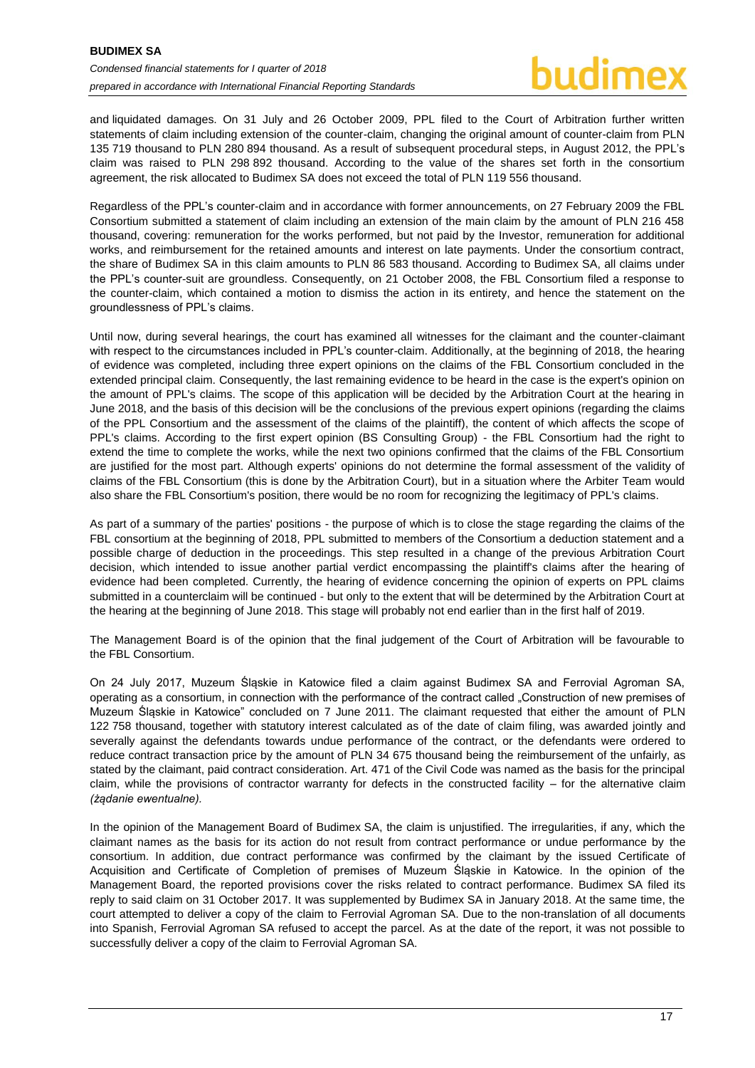and liquidated damages. On 31 July and 26 October 2009, PPL filed to the Court of Arbitration further written statements of claim including extension of the counter-claim, changing the original amount of counter-claim from PLN 135 719 thousand to PLN 280 894 thousand. As a result of subsequent procedural steps, in August 2012, the PPL's claim was raised to PLN 298 892 thousand. According to the value of the shares set forth in the consortium agreement, the risk allocated to Budimex SA does not exceed the total of PLN 119 556 thousand.

Regardless of the PPL's counter-claim and in accordance with former announcements, on 27 February 2009 the FBL Consortium submitted a statement of claim including an extension of the main claim by the amount of PLN 216 458 thousand, covering: remuneration for the works performed, but not paid by the Investor, remuneration for additional works, and reimbursement for the retained amounts and interest on late payments. Under the consortium contract, the share of Budimex SA in this claim amounts to PLN 86 583 thousand. According to Budimex SA, all claims under the PPL's counter-suit are groundless. Consequently, on 21 October 2008, the FBL Consortium filed a response to the counter-claim, which contained a motion to dismiss the action in its entirety, and hence the statement on the groundlessness of PPL's claims.

Until now, during several hearings, the court has examined all witnesses for the claimant and the counter-claimant with respect to the circumstances included in PPL's counter-claim. Additionally, at the beginning of 2018, the hearing of evidence was completed, including three expert opinions on the claims of the FBL Consortium concluded in the extended principal claim. Consequently, the last remaining evidence to be heard in the case is the expert's opinion on the amount of PPL's claims. The scope of this application will be decided by the Arbitration Court at the hearing in June 2018, and the basis of this decision will be the conclusions of the previous expert opinions (regarding the claims of the PPL Consortium and the assessment of the claims of the plaintiff), the content of which affects the scope of PPL's claims. According to the first expert opinion (BS Consulting Group) - the FBL Consortium had the right to extend the time to complete the works, while the next two opinions confirmed that the claims of the FBL Consortium are justified for the most part. Although experts' opinions do not determine the formal assessment of the validity of claims of the FBL Consortium (this is done by the Arbitration Court), but in a situation where the Arbiter Team would also share the FBL Consortium's position, there would be no room for recognizing the legitimacy of PPL's claims.

As part of a summary of the parties' positions - the purpose of which is to close the stage regarding the claims of the FBL consortium at the beginning of 2018, PPL submitted to members of the Consortium a deduction statement and a possible charge of deduction in the proceedings. This step resulted in a change of the previous Arbitration Court decision, which intended to issue another partial verdict encompassing the plaintiff's claims after the hearing of evidence had been completed. Currently, the hearing of evidence concerning the opinion of experts on PPL claims submitted in a counterclaim will be continued - but only to the extent that will be determined by the Arbitration Court at the hearing at the beginning of June 2018. This stage will probably not end earlier than in the first half of 2019.

The Management Board is of the opinion that the final judgement of the Court of Arbitration will be favourable to the FBL Consortium.

On 24 July 2017, Muzeum Śląskie in Katowice filed a claim against Budimex SA and Ferrovial Agroman SA, operating as a consortium, in connection with the performance of the contract called „Construction of new premises of Muzeum Śląskie in Katowice" concluded on 7 June 2011. The claimant requested that either the amount of PLN 122 758 thousand, together with statutory interest calculated as of the date of claim filing, was awarded jointly and severally against the defendants towards undue performance of the contract, or the defendants were ordered to reduce contract transaction price by the amount of PLN 34 675 thousand being the reimbursement of the unfairly, as stated by the claimant, paid contract consideration. Art. 471 of the Civil Code was named as the basis for the principal claim, while the provisions of contractor warranty for defects in the constructed facility – for the alternative claim *(żądanie ewentualne)*.

In the opinion of the Management Board of Budimex SA, the claim is unjustified. The irregularities, if any, which the claimant names as the basis for its action do not result from contract performance or undue performance by the consortium. In addition, due contract performance was confirmed by the claimant by the issued Certificate of Acquisition and Certificate of Completion of premises of Muzeum Śląskie in Katowice. In the opinion of the Management Board, the reported provisions cover the risks related to contract performance. Budimex SA filed its reply to said claim on 31 October 2017. It was supplemented by Budimex SA in January 2018. At the same time, the court attempted to deliver a copy of the claim to Ferrovial Agroman SA. Due to the non-translation of all documents into Spanish, Ferrovial Agroman SA refused to accept the parcel. As at the date of the report, it was not possible to successfully deliver a copy of the claim to Ferrovial Agroman SA.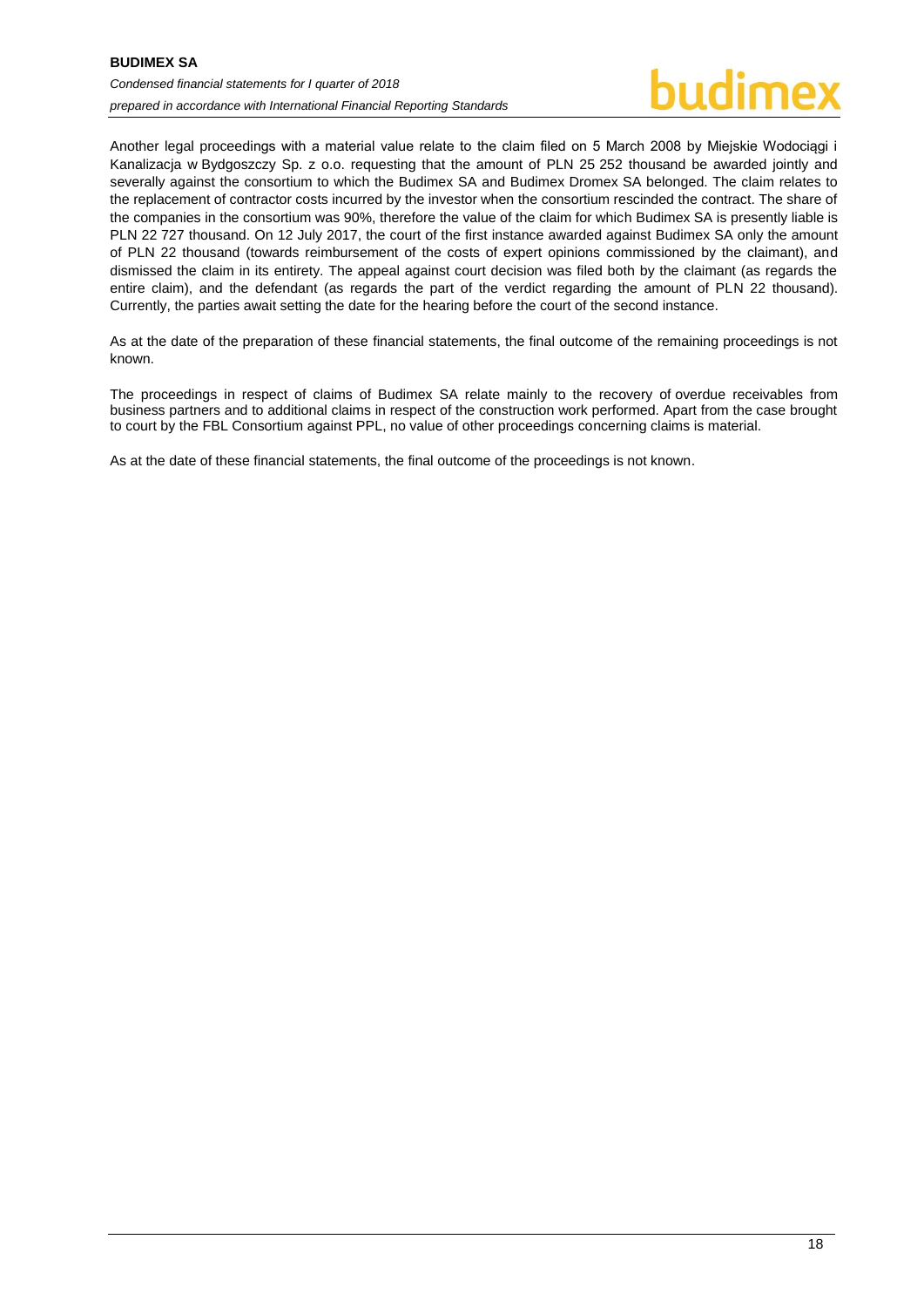Another legal proceedings with a material value relate to the claim filed on 5 March 2008 by Miejskie Wodociągi i Kanalizacja w Bydgoszczy Sp. z o.o. requesting that the amount of PLN 25 252 thousand be awarded jointly and severally against the consortium to which the Budimex SA and Budimex Dromex SA belonged. The claim relates to the replacement of contractor costs incurred by the investor when the consortium rescinded the contract. The share of the companies in the consortium was 90%, therefore the value of the claim for which Budimex SA is presently liable is PLN 22 727 thousand. On 12 July 2017, the court of the first instance awarded against Budimex SA only the amount of PLN 22 thousand (towards reimbursement of the costs of expert opinions commissioned by the claimant), and dismissed the claim in its entirety. The appeal against court decision was filed both by the claimant (as regards the entire claim), and the defendant (as regards the part of the verdict regarding the amount of PLN 22 thousand). Currently, the parties await setting the date for the hearing before the court of the second instance.

As at the date of the preparation of these financial statements, the final outcome of the remaining proceedings is not known.

The proceedings in respect of claims of Budimex SA relate mainly to the recovery of overdue receivables from business partners and to additional claims in respect of the construction work performed. Apart from the case brought to court by the FBL Consortium against PPL, no value of other proceedings concerning claims is material.

As at the date of these financial statements, the final outcome of the proceedings is not known.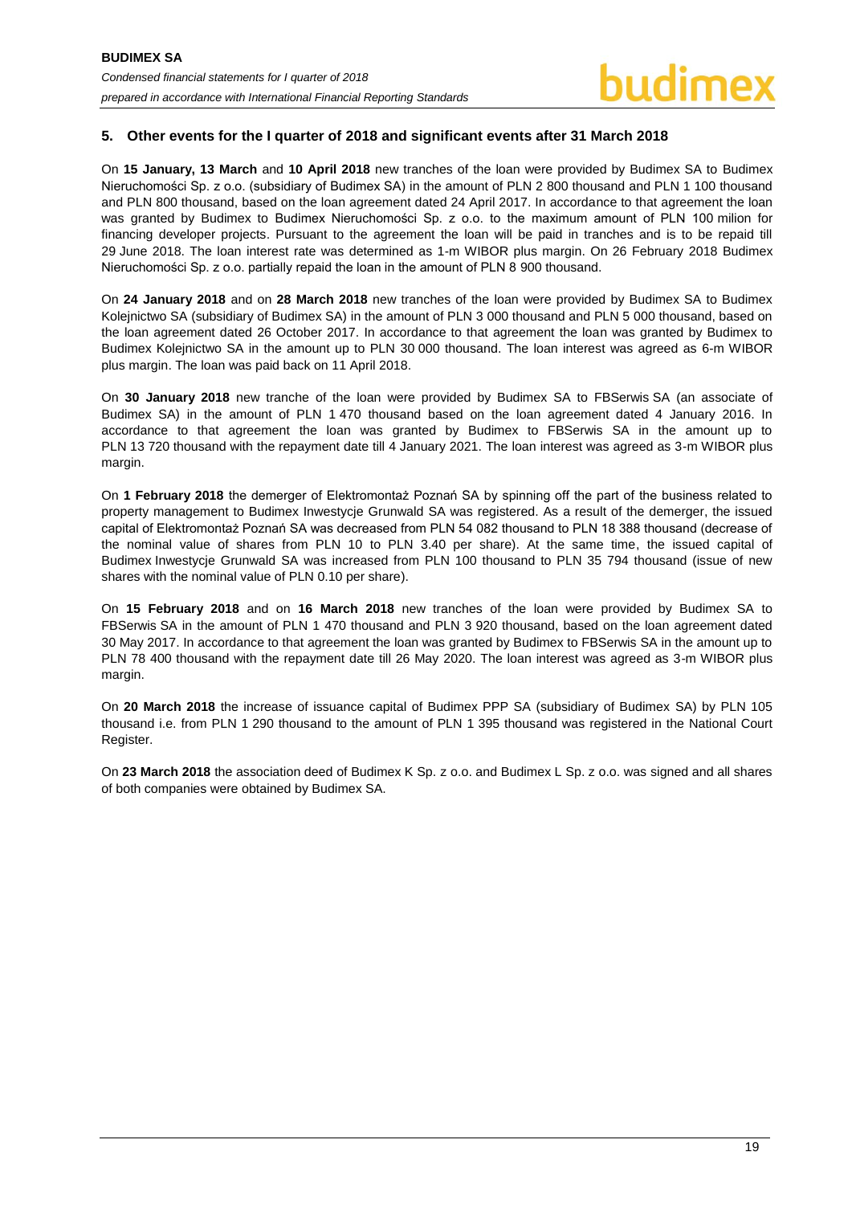## 5. Other events for the I quarter of 2018 and significant events after 31 March 2018

On **15 January, 13 March** and **10 April 2018** new tranches of the loan were provided by Budimex SA to Budimex Nieruchomości Sp. z o.o. (subsidiary of Budimex SA) in the amount of PLN 2 800 thousand and PLN 1 100 thousand and PLN 800 thousand, based on the loan agreement dated 24 April 2017. In accordance to that agreement the loan was granted by Budimex to Budimex Nieruchomości Sp. z o.o. to the maximum amount of PLN 100 milion for financing developer projects. Pursuant to the agreement the loan will be paid in tranches and is to be repaid till 29 June 2018. The loan interest rate was determined as 1-m WIBOR plus margin. On 26 February 2018 Budimex Nieruchomości Sp. z o.o. partially repaid the loan in the amount of PLN 8 900 thousand.

On **24 January 2018** and on **28 March 2018** new tranches of the loan were provided by Budimex SA to Budimex Kolejnictwo SA (subsidiary of Budimex SA) in the amount of PLN 3 000 thousand and PLN 5 000 thousand, based on the loan agreement dated 26 October 2017. In accordance to that agreement the loan was granted by Budimex to Budimex Kolejnictwo SA in the amount up to PLN 30 000 thousand. The loan interest was agreed as 6-m WIBOR plus margin. The loan was paid back on 11 April 2018.

On **30 January 2018** new tranche of the loan were provided by Budimex SA to FBSerwis SA (an associate of Budimex SA) in the amount of PLN 1 470 thousand based on the loan agreement dated 4 January 2016. In accordance to that agreement the loan was granted by Budimex to FBSerwis SA in the amount up to PLN 13 720 thousand with the repayment date till 4 January 2021. The loan interest was agreed as 3-m WIBOR plus margin.

On **1 February 2018** the demerger of Elektromontaż Poznań SA by spinning off the part of the business related to property management to Budimex Inwestycje Grunwald SA was registered. As a result of the demerger, the issued capital of Elektromontaż Poznań SA was decreased from PLN 54 082 thousand to PLN 18 388 thousand (decrease of the nominal value of shares from PLN 10 to PLN 3.40 per share). At the same time, the issued capital of Budimex Inwestycje Grunwald SA was increased from PLN 100 thousand to PLN 35 794 thousand (issue of new shares with the nominal value of PLN 0.10 per share).

On **15 February 2018** and on **16 March 2018** new tranches of the loan were provided by Budimex SA to FBSerwis SA in the amount of PLN 1 470 thousand and PLN 3 920 thousand, based on the loan agreement dated 30 May 2017. In accordance to that agreement the loan was granted by Budimex to FBSerwis SA in the amount up to PLN 78 400 thousand with the repayment date till 26 May 2020. The loan interest was agreed as 3-m WIBOR plus margin.

On **20 March 2018** the increase of issuance capital of Budimex PPP SA (subsidiary of Budimex SA) by PLN 105 thousand i.e. from PLN 1 290 thousand to the amount of PLN 1 395 thousand was registered in the National Court Register.

On **23 March 2018** the association deed of Budimex K Sp. z o.o. and Budimex L Sp. z o.o. was signed and all shares of both companies were obtained by Budimex SA.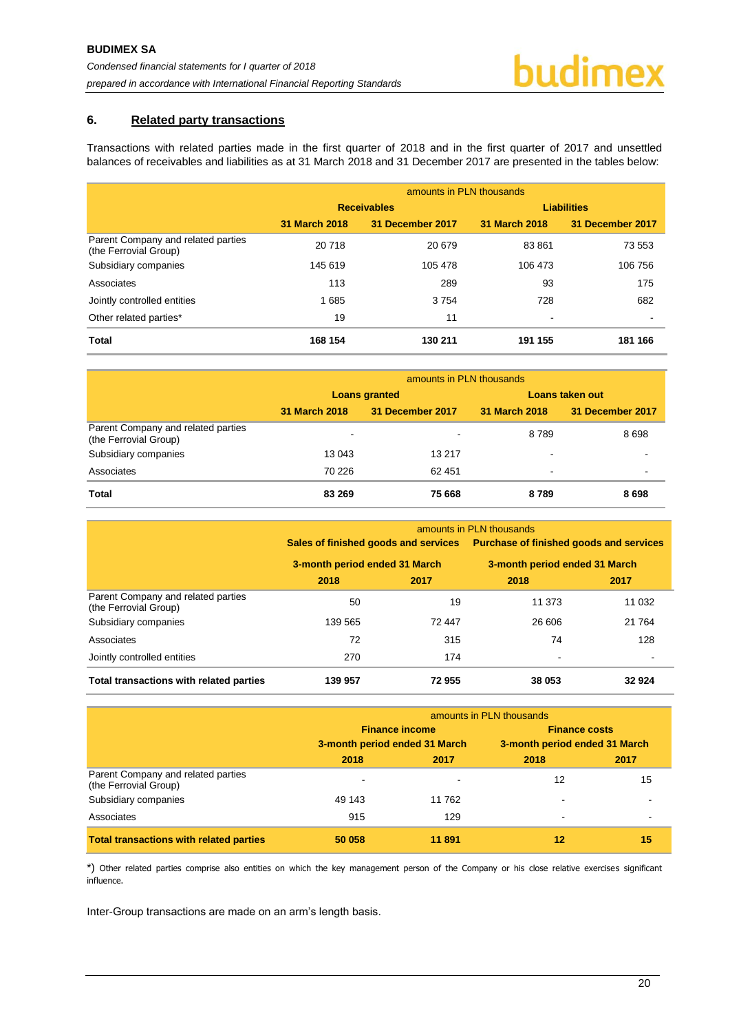## 6. Related party transactions

Transactions with related parties made in the first quarter of 2018 and in the first quarter of 2017 and unsettled balances of receivables and liabilities as at 31 March 2018 and 31 December 2017 are presented in the tables below:

| | amounts in PLN thousands | | | |
|---|---|---|---|---|
| | **Receivables** | | **Liabilities** | |
| | **31 March 2018** | **31 December 2017** | **31 March 2018** | **31 December 2017** |
| Parent Company and related parties (the Ferrovial Group) | 20 718 | 20 679 | 83 861 | 73 553 |
| Subsidiary companies | 145 619 | 105 478 | 106 473 | 106 756 |
| Associates | 113 | 289 | 93 | 175 |
| Jointly controlled entities | 1 685 | 3 754 | 728 | 682 |
| Other related parties* | 19 | 11 | - | - |
| **Total** | **168 154** | **130 211** | **191 155** | **181 166** |

| | amounts in PLN thousands | | | |
|---|---|---|---|---|
| | **Loans granted** | | **Loans taken out** | |
| | **31 March 2018** | **31 December 2017** | **31 March 2018** | **31 December 2017** |
| Parent Company and related parties (the Ferrovial Group) | - | - | 8 789 | 8 698 |
| Subsidiary companies | 13 043 | 13 217 | - | - |
| Associates | 70 226 | 62 451 | - | - |
| **Total** | **83 269** | **75 668** | **8 789** | **8 698** |

| | amounts in PLN thousands | | | |
|---|---|---|---|---|
| | **Sales of finished goods and services** | | **Purchase of finished goods and services** | |
| | **3-month period ended 31 March** | | **3-month period ended 31 March** | |
| | **2018** | **2017** | **2018** | **2017** |
| Parent Company and related parties (the Ferrovial Group) | 50 | 19 | 11 373 | 11 032 |
| Subsidiary companies | 139 565 | 72 447 | 26 606 | 21 764 |
| Associates | 72 | 315 | 74 | 128 |
| Jointly controlled entities | 270 | 174 | - | - |
| **Total transactions with related parties** | **139 957** | **72 955** | **38 053** | **32 924** |

| | amounts in PLN thousands | | | |
|---|---|---|---|---|
| | **Finance income** | | **Finance costs** | |
| | **3-month period ended 31 March** | | **3-month period ended 31 March** | |
| | **2018** | **2017** | **2018** | **2017** |
| Parent Company and related parties (the Ferrovial Group) | - | - | 12 | 15 |
| Subsidiary companies | 49 143 | 11 762 | - | - |
| Associates | 915 | 129 | - | - |
| **Total transactions with related parties** | **50 058** | **11 891** | **12** | **15** |

*) Other related parties comprise also entities on which the key management person of the Company or his close relative exercises significant influence.

Inter-Group transactions are made on an arm's length basis.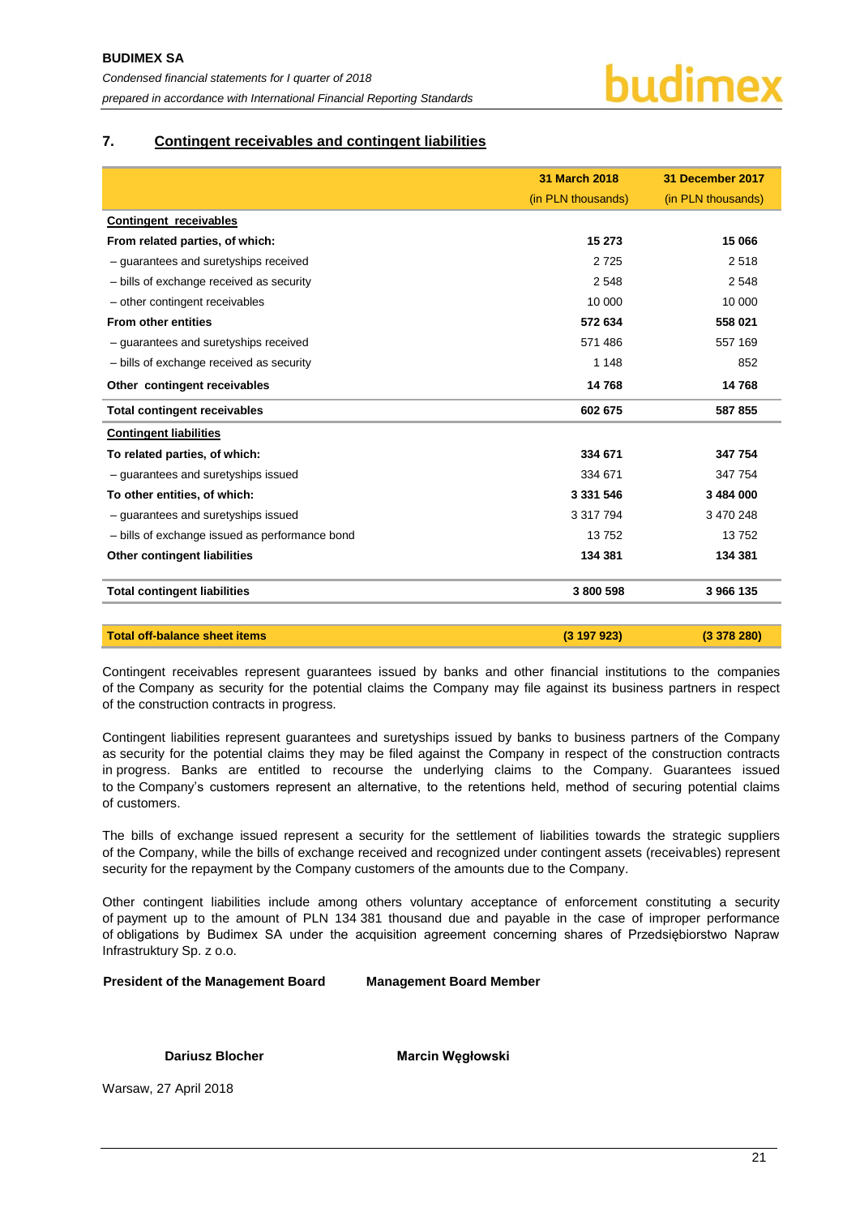## 7. Contingent receivables and contingent liabilities

| | 31 March 2018 (in PLN thousands) | 31 December 2017 (in PLN thousands) |
|---|---|---|
| **Contingent receivables** | | |
| **From related parties, of which:** | **15 273** | **15 066** |
| – guarantees and suretyships received | 2 725 | 2 518 |
| – bills of exchange received as security | 2 548 | 2 548 |
| – other contingent receivables | 10 000 | 10 000 |
| **From other entities** | **572 634** | **558 021** |
| – guarantees and suretyships received | 571 486 | 557 169 |
| – bills of exchange received as security | 1 148 | 852 |
| **Other contingent receivables** | **14 768** | **14 768** |
| **Total contingent receivables** | **602 675** | **587 855** |
| **Contingent liabilities** | | |
| **To related parties, of which:** | **334 671** | **347 754** |
| – guarantees and suretyships issued | 334 671 | 347 754 |
| **To other entities, of which:** | **3 331 546** | **3 484 000** |
| – guarantees and suretyships issued | 3 317 794 | 3 470 248 |
| – bills of exchange issued as performance bond | 13 752 | 13 752 |
| **Other contingent liabilities** | **134 381** | **134 381** |
| **Total contingent liabilities** | **3 800 598** | **3 966 135** |
| **Total off-balance sheet items** | **(3 197 923)** | **(3 378 280)** |

Contingent receivables represent guarantees issued by banks and other financial institutions to the companies of the Company as security for the potential claims the Company may file against its business partners in respect of the construction contracts in progress.

Contingent liabilities represent guarantees and suretyships issued by banks to business partners of the Company as security for the potential claims they may be filed against the Company in respect of the construction contracts in progress. Banks are entitled to recourse the underlying claims to the Company. Guarantees issued to the Company's customers represent an alternative, to the retentions held, method of securing potential claims of customers.

The bills of exchange issued represent a security for the settlement of liabilities towards the strategic suppliers of the Company, while the bills of exchange received and recognized under contingent assets (receivables) represent security for the repayment by the Company customers of the amounts due to the Company.

Other contingent liabilities include among others voluntary acceptance of enforcement constituting a security of payment up to the amount of PLN 134 381 thousand due and payable in the case of improper performance of obligations by Budimex SA under the acquisition agreement concerning shares of Przedsiębiorstwo Napraw Infrastruktury Sp. z o.o.

**President of the Management Board** **Management Board Member**

**Dariusz Blocher** **Marcin Węgłowski**

Warsaw, 27 April 2018